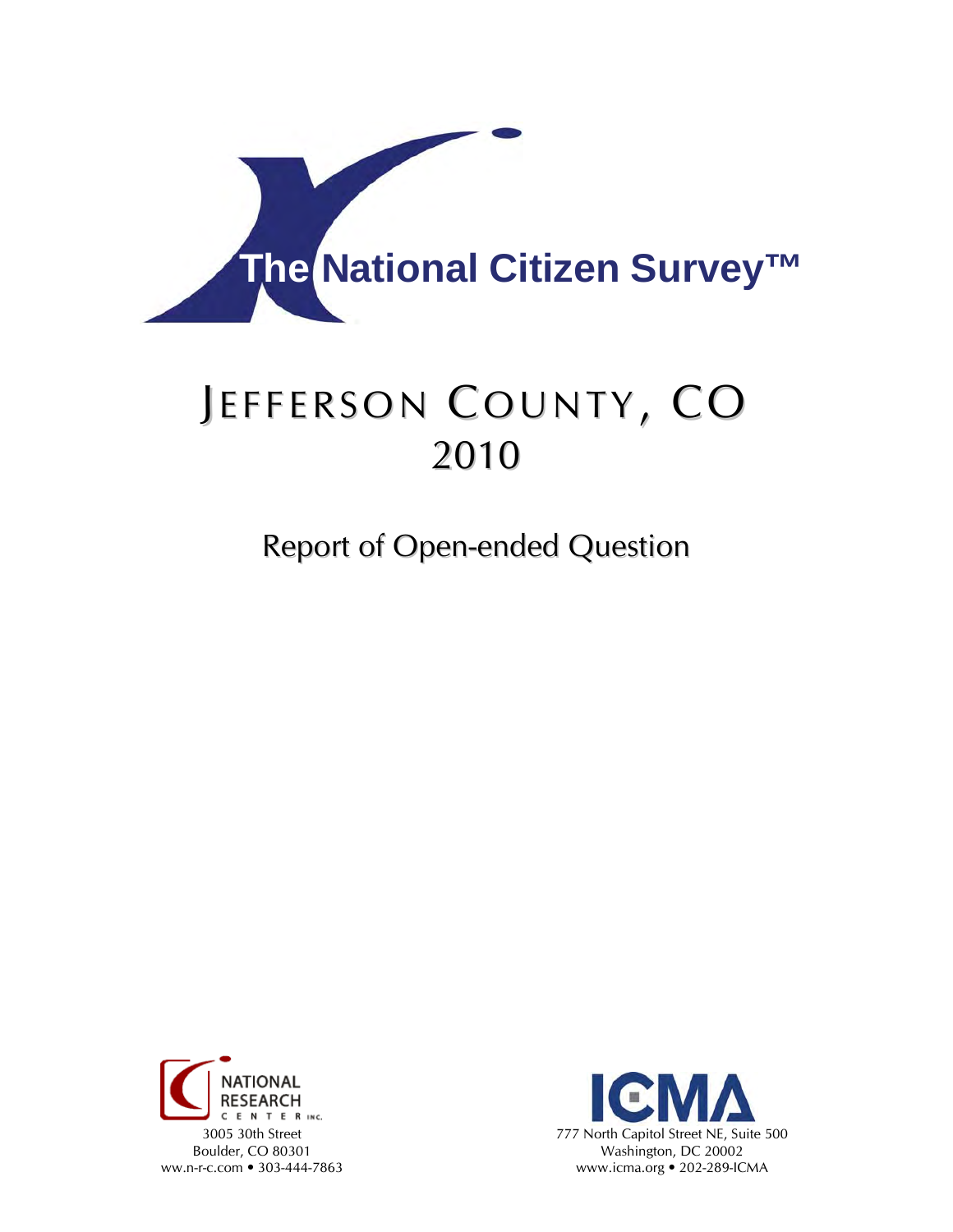# The National Citizen Survey™

# JEFFERSON COUNTY, CO
# 2010

## Report of Open-ended Question

NATIONAL RESEARCH CENTER INC.
3005 30th Street
Boulder, CO 80301
ww.n-r-c.com • 303-444-7863

ICMA
777 North Capitol Street NE, Suite 500
Washington, DC 20002
www.icma.org • 202-289-ICMA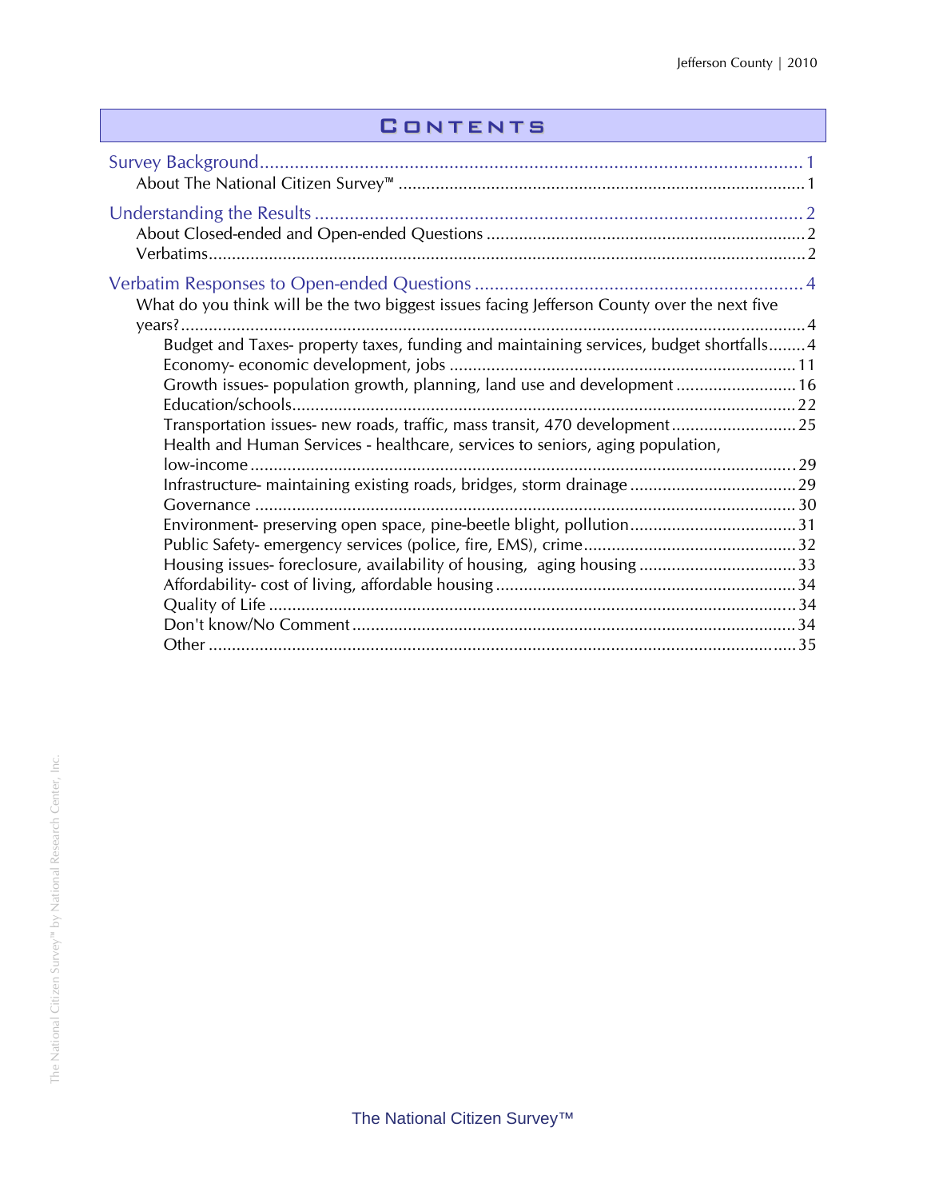# Contents

Survey Background............................................................................................................ 1
- About The National Citizen Survey™ ......................................................................................... 1

Understanding the Results ................................................................................................. 2
- About Closed-ended and Open-ended Questions ..................................................................... 2
- Verbatims.................................................................................................................................. 2

Verbatim Responses to Open-ended Questions .................................................................. 4
- What do you think will be the two biggest issues facing Jefferson County over the next five years?...................................................................................................................................... 4
  - Budget and Taxes- property taxes, funding and maintaining services, budget shortfalls........ 4
  - Economy- economic development, jobs ........................................................................... 11
  - Growth issues- population growth, planning, land use and development .......................... 16
  - Education/schools............................................................................................................. 22
  - Transportation issues- new roads, traffic, mass transit, 470 development ........................... 25
  - Health and Human Services - healthcare, services to seniors, aging population, low-income ...................................................................................................................... 29
  - Infrastructure- maintaining existing roads, bridges, storm drainage .................................... 29
  - Governance ...................................................................................................................... 30
  - Environment- preserving open space, pine-beetle blight, pollution .................................... 31
  - Public Safety- emergency services (police, fire, EMS), crime.............................................. 32
  - Housing issues- foreclosure, availability of housing, aging housing .................................. 33
  - Affordability- cost of living, affordable housing ................................................................. 34
  - Quality of Life .................................................................................................................. 34
  - Don't know/No Comment ................................................................................................ 34
  - Other ............................................................................................................................... 35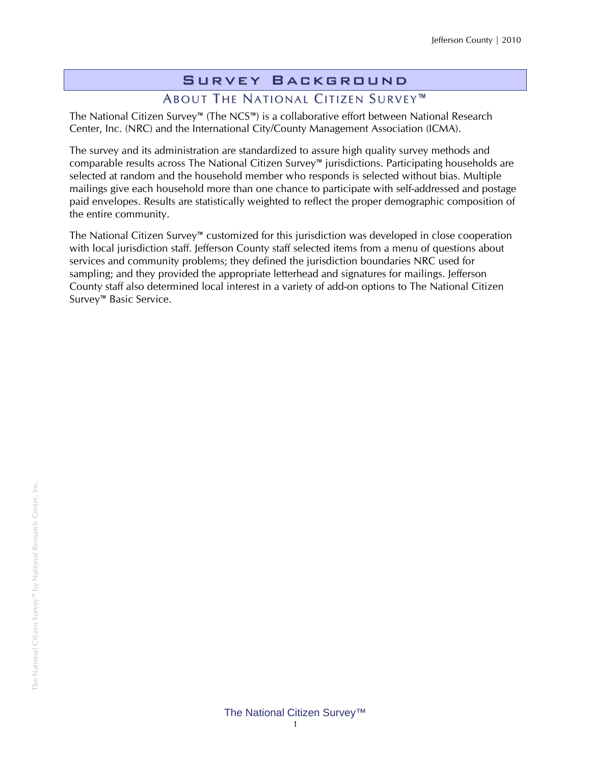# Survey Background

## About The National Citizen Survey™

The National Citizen Survey™ (The NCS™) is a collaborative effort between National Research Center, Inc. (NRC) and the International City/County Management Association (ICMA).

The survey and its administration are standardized to assure high quality survey methods and comparable results across The National Citizen Survey™ jurisdictions. Participating households are selected at random and the household member who responds is selected without bias. Multiple mailings give each household more than one chance to participate with self-addressed and postage paid envelopes. Results are statistically weighted to reflect the proper demographic composition of the entire community.

The National Citizen Survey™ customized for this jurisdiction was developed in close cooperation with local jurisdiction staff. Jefferson County staff selected items from a menu of questions about services and community problems; they defined the jurisdiction boundaries NRC used for sampling; and they provided the appropriate letterhead and signatures for mailings. Jefferson County staff also determined local interest in a variety of add-on options to The National Citizen Survey™ Basic Service.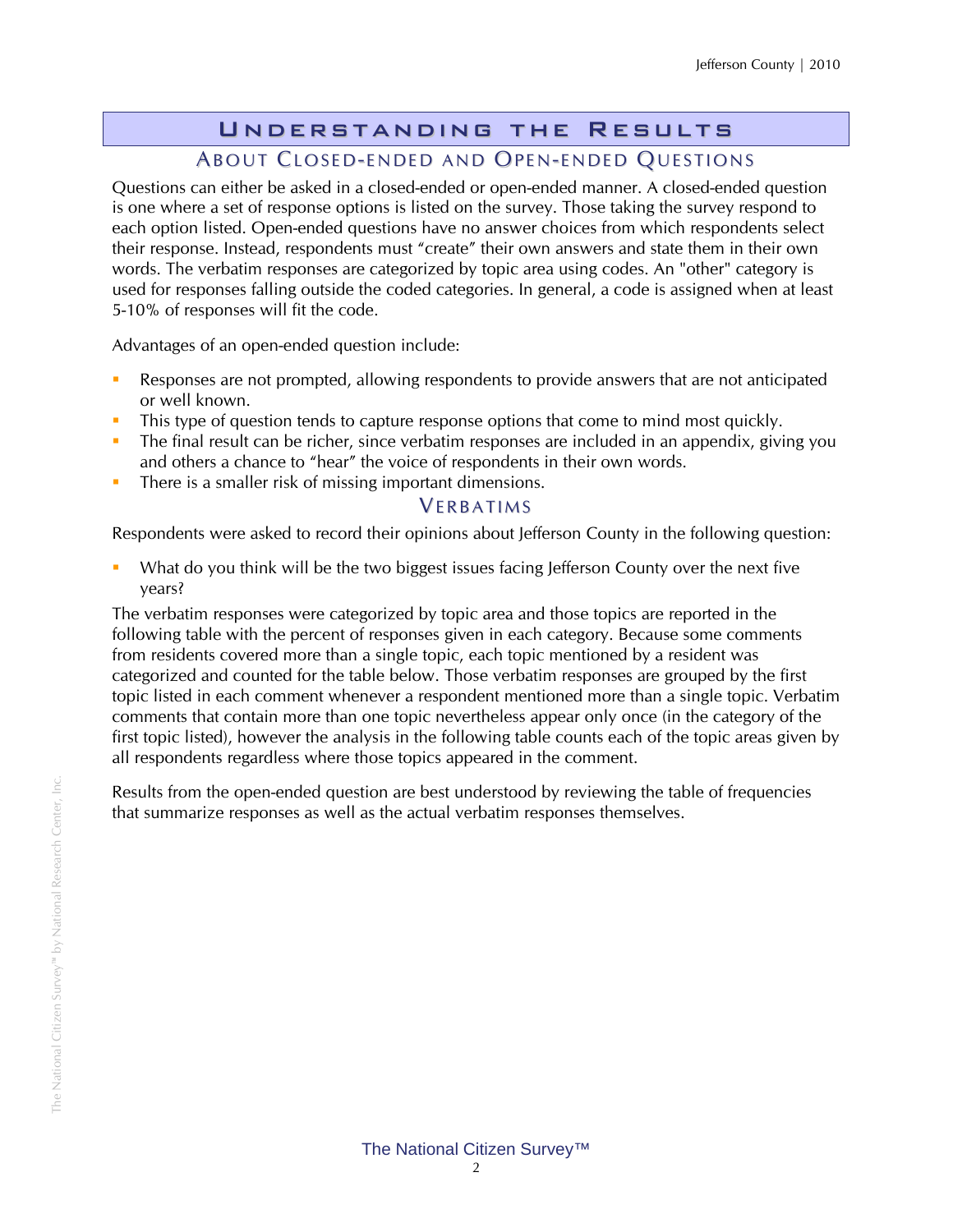# Understanding the Results

## About Closed-ended and Open-ended Questions

Questions can either be asked in a closed-ended or open-ended manner. A closed-ended question is one where a set of response options is listed on the survey. Those taking the survey respond to each option listed. Open-ended questions have no answer choices from which respondents select their response. Instead, respondents must "create" their own answers and state them in their own words. The verbatim responses are categorized by topic area using codes. An "other" category is used for responses falling outside the coded categories. In general, a code is assigned when at least 5-10% of responses will fit the code.

Advantages of an open-ended question include:

- Responses are not prompted, allowing respondents to provide answers that are not anticipated or well known.
- This type of question tends to capture response options that come to mind most quickly.
- The final result can be richer, since verbatim responses are included in an appendix, giving you and others a chance to "hear" the voice of respondents in their own words.
- There is a smaller risk of missing important dimensions.

## Verbatims

Respondents were asked to record their opinions about Jefferson County in the following question:

- What do you think will be the two biggest issues facing Jefferson County over the next five years?

The verbatim responses were categorized by topic area and those topics are reported in the following table with the percent of responses given in each category. Because some comments from residents covered more than a single topic, each topic mentioned by a resident was categorized and counted for the table below. Those verbatim responses are grouped by the first topic listed in each comment whenever a respondent mentioned more than a single topic. Verbatim comments that contain more than one topic nevertheless appear only once (in the category of the first topic listed), however the analysis in the following table counts each of the topic areas given by all respondents regardless where those topics appeared in the comment.

Results from the open-ended question are best understood by reviewing the table of frequencies that summarize responses as well as the actual verbatim responses themselves.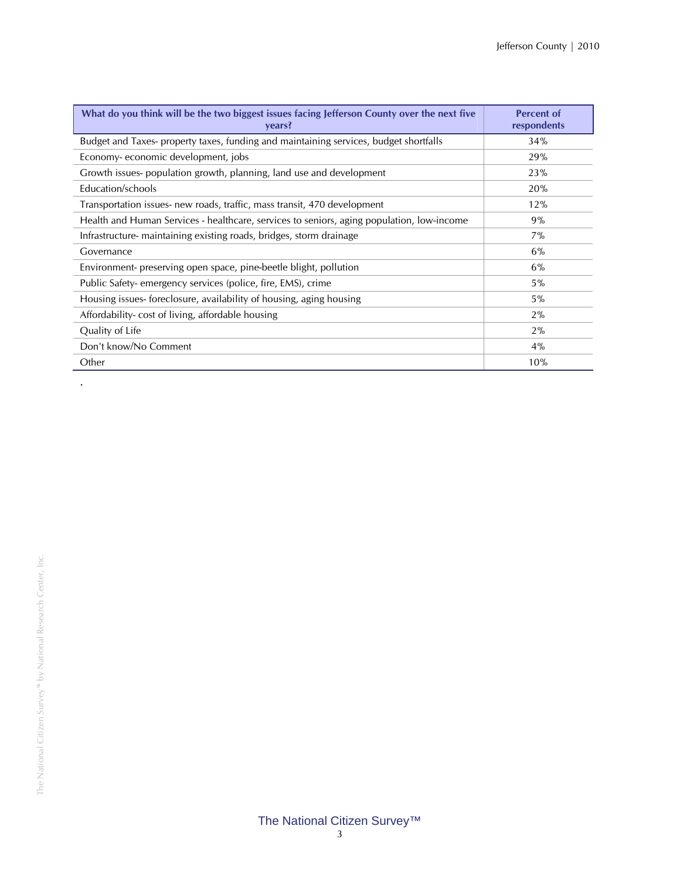| What do you think will be the two biggest issues facing Jefferson County over the next five years? | Percent of respondents |
|---|---|
| Budget and Taxes- property taxes, funding and maintaining services, budget shortfalls | 34% |
| Economy- economic development, jobs | 29% |
| Growth issues- population growth, planning, land use and development | 23% |
| Education/schools | 20% |
| Transportation issues- new roads, traffic, mass transit, 470 development | 12% |
| Health and Human Services - healthcare, services to seniors, aging population, low-income | 9% |
| Infrastructure- maintaining existing roads, bridges, storm drainage | 7% |
| Governance | 6% |
| Environment- preserving open space, pine-beetle blight, pollution | 6% |
| Public Safety- emergency services (police, fire, EMS), crime | 5% |
| Housing issues- foreclosure, availability of housing, aging housing | 5% |
| Affordability- cost of living, affordable housing | 2% |
| Quality of Life | 2% |
| Don't know/No Comment | 4% |
| Other | 10% |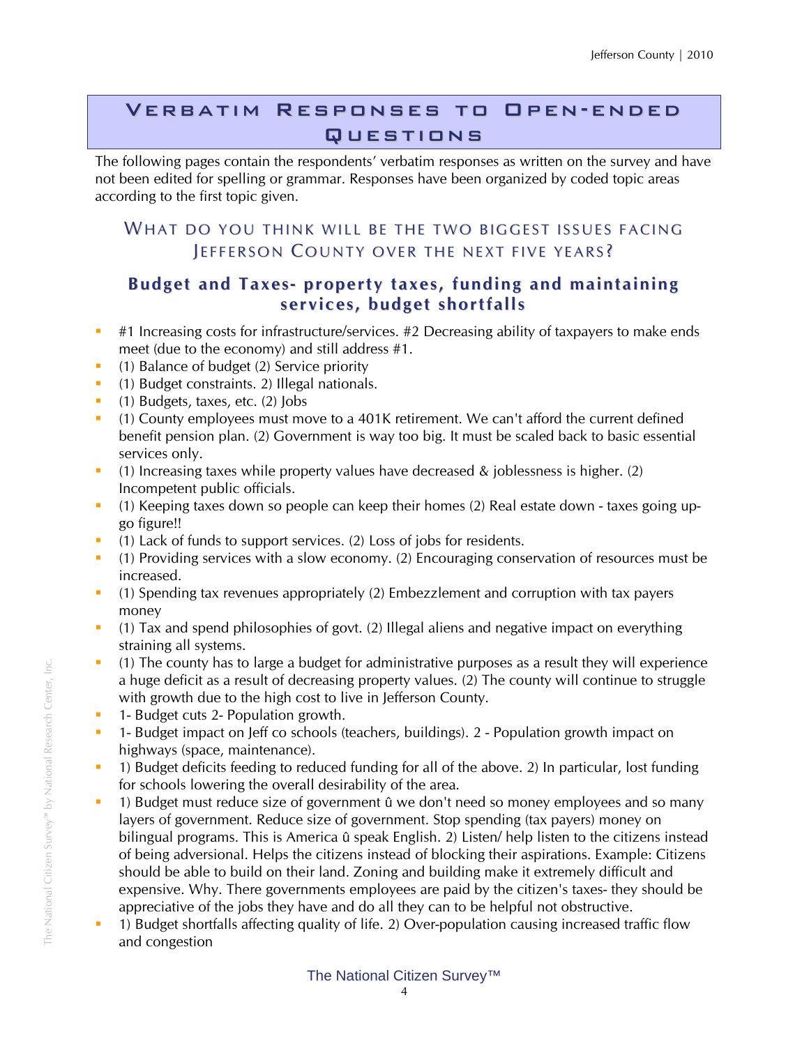# Verbatim Responses to Open-ended Questions

The following pages contain the respondents' verbatim responses as written on the survey and have not been edited for spelling or grammar. Responses have been organized by coded topic areas according to the first topic given.

## What do you think will be the two biggest issues facing Jefferson County over the next five years?

### Budget and Taxes- property taxes, funding and maintaining services, budget shortfalls

- #1 Increasing costs for infrastructure/services. #2 Decreasing ability of taxpayers to make ends meet (due to the economy) and still address #1.
- (1) Balance of budget (2) Service priority
- (1) Budget constraints. 2) Illegal nationals.
- (1) Budgets, taxes, etc. (2) Jobs
- (1) County employees must move to a 401K retirement. We can't afford the current defined benefit pension plan. (2) Government is way too big. It must be scaled back to basic essential services only.
- (1) Increasing taxes while property values have decreased & joblessness is higher. (2) Incompetent public officials.
- (1) Keeping taxes down so people can keep their homes (2) Real estate down - taxes going up- go figure!!
- (1) Lack of funds to support services. (2) Loss of jobs for residents.
- (1) Providing services with a slow economy. (2) Encouraging conservation of resources must be increased.
- (1) Spending tax revenues appropriately (2) Embezzlement and corruption with tax payers money
- (1) Tax and spend philosophies of govt. (2) Illegal aliens and negative impact on everything straining all systems.
- (1) The county has to large a budget for administrative purposes as a result they will experience a huge deficit as a result of decreasing property values. (2) The county will continue to struggle with growth due to the high cost to live in Jefferson County.
- 1- Budget cuts 2- Population growth.
- 1- Budget impact on Jeff co schools (teachers, buildings). 2 - Population growth impact on highways (space, maintenance).
- 1) Budget deficits feeding to reduced funding for all of the above. 2) In particular, lost funding for schools lowering the overall desirability of the area.
- 1) Budget must reduce size of government û we don't need so money employees and so many layers of government. Reduce size of government. Stop spending (tax payers) money on bilingual programs. This is America û speak English. 2) Listen/ help listen to the citizens instead of being adversional. Helps the citizens instead of blocking their aspirations. Example: Citizens should be able to build on their land. Zoning and building make it extremely difficult and expensive. Why. There governments employees are paid by the citizen's taxes- they should be appreciative of the jobs they have and do all they can to be helpful not obstructive.
- 1) Budget shortfalls affecting quality of life. 2) Over-population causing increased traffic flow and congestion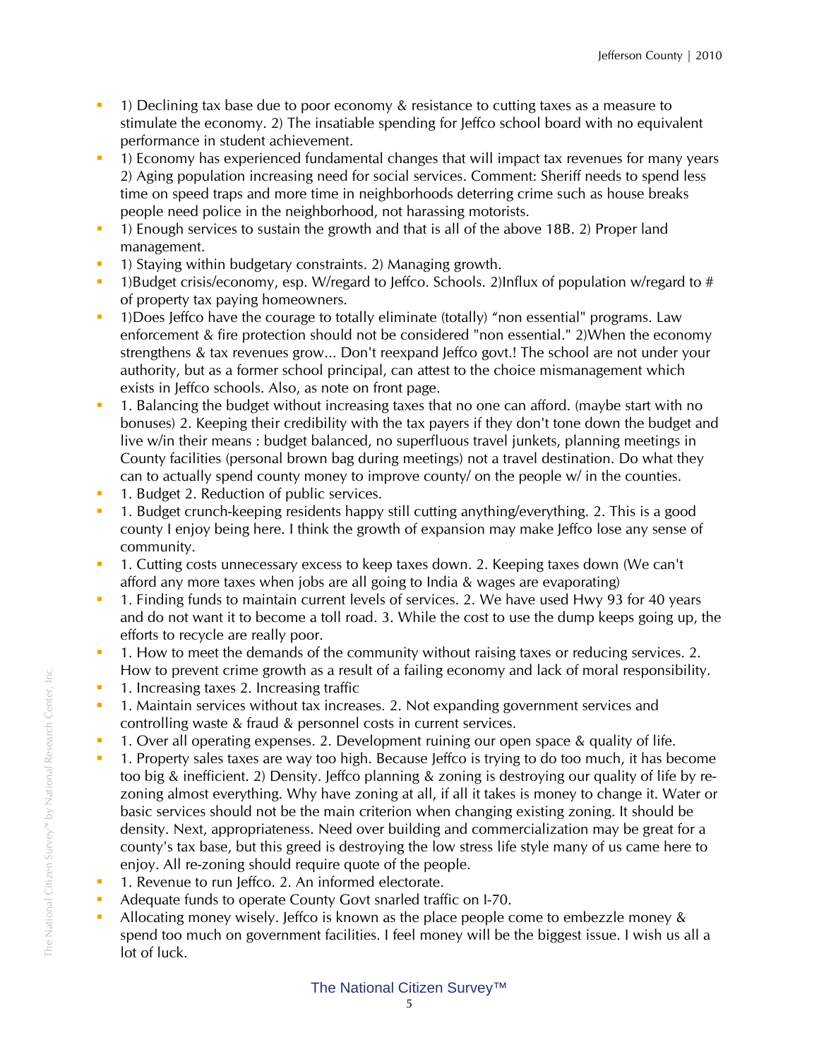- 1) Declining tax base due to poor economy & resistance to cutting taxes as a measure to stimulate the economy. 2) The insatiable spending for Jeffco school board with no equivalent performance in student achievement.
- 1) Economy has experienced fundamental changes that will impact tax revenues for many years 2) Aging population increasing need for social services. Comment: Sheriff needs to spend less time on speed traps and more time in neighborhoods deterring crime such as house breaks people need police in the neighborhood, not harassing motorists.
- 1) Enough services to sustain the growth and that is all of the above 18B. 2) Proper land management.
- 1) Staying within budgetary constraints. 2) Managing growth.
- 1)Budget crisis/economy, esp. W/regard to Jeffco. Schools. 2)Influx of population w/regard to # of property tax paying homeowners.
- 1)Does Jeffco have the courage to totally eliminate (totally) "non essential" programs. Law enforcement & fire protection should not be considered "non essential." 2)When the economy strengthens & tax revenues grow... Don't reexpand Jeffco govt.! The school are not under your authority, but as a former school principal, can attest to the choice mismanagement which exists in Jeffco schools. Also, as note on front page.
- 1. Balancing the budget without increasing taxes that no one can afford. (maybe start with no bonuses) 2. Keeping their credibility with the tax payers if they don't tone down the budget and live w/in their means : budget balanced, no superfluous travel junkets, planning meetings in County facilities (personal brown bag during meetings) not a travel destination. Do what they can to actually spend county money to improve county/ on the people w/ in the counties.
- 1. Budget 2. Reduction of public services.
- 1. Budget crunch-keeping residents happy still cutting anything/everything. 2. This is a good county I enjoy being here. I think the growth of expansion may make Jeffco lose any sense of community.
- 1. Cutting costs unnecessary excess to keep taxes down. 2. Keeping taxes down (We can't afford any more taxes when jobs are all going to India & wages are evaporating)
- 1. Finding funds to maintain current levels of services. 2. We have used Hwy 93 for 40 years and do not want it to become a toll road. 3. While the cost to use the dump keeps going up, the efforts to recycle are really poor.
- 1. How to meet the demands of the community without raising taxes or reducing services. 2. How to prevent crime growth as a result of a failing economy and lack of moral responsibility.
- 1. Increasing taxes 2. Increasing traffic
- 1. Maintain services without tax increases. 2. Not expanding government services and controlling waste & fraud & personnel costs in current services.
- 1. Over all operating expenses. 2. Development ruining our open space & quality of life.
- 1. Property sales taxes are way too high. Because Jeffco is trying to do too much, it has become too big & inefficient. 2) Density. Jeffco planning & zoning is destroying our quality of life by re-zoning almost everything. Why have zoning at all, if all it takes is money to change it. Water or basic services should not be the main criterion when changing existing zoning. It should be density. Next, appropriateness. Need over building and commercialization may be great for a county's tax base, but this greed is destroying the low stress life style many of us came here to enjoy. All re-zoning should require quote of the people.
- 1. Revenue to run Jeffco. 2. An informed electorate.
- Adequate funds to operate County Govt snarled traffic on I-70.
- Allocating money wisely. Jeffco is known as the place people come to embezzle money & spend too much on government facilities. I feel money will be the biggest issue. I wish us all a lot of luck.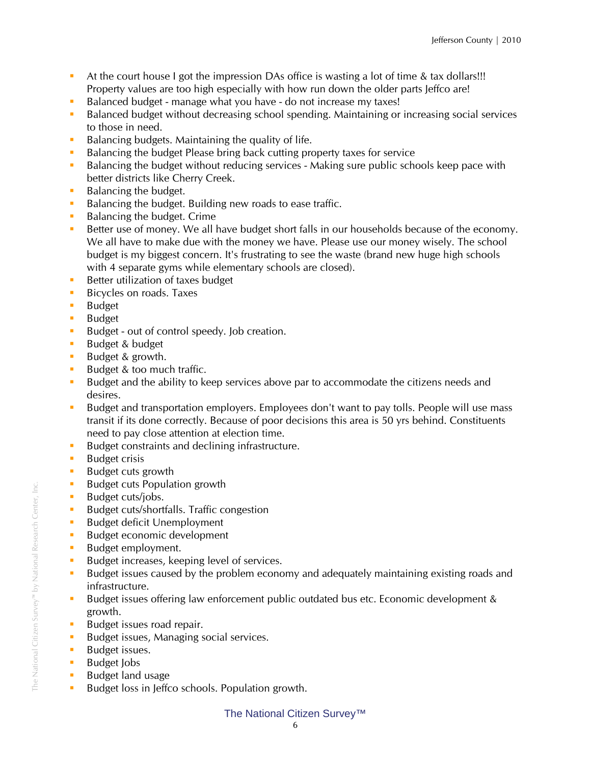- At the court house I got the impression DAs office is wasting a lot of time & tax dollars!!! Property values are too high especially with how run down the older parts Jeffco are!
- Balanced budget - manage what you have - do not increase my taxes!
- Balanced budget without decreasing school spending. Maintaining or increasing social services to those in need.
- Balancing budgets. Maintaining the quality of life.
- Balancing the budget Please bring back cutting property taxes for service
- Balancing the budget without reducing services - Making sure public schools keep pace with better districts like Cherry Creek.
- Balancing the budget.
- Balancing the budget. Building new roads to ease traffic.
- Balancing the budget. Crime
- Better use of money. We all have budget short falls in our households because of the economy. We all have to make due with the money we have. Please use our money wisely. The school budget is my biggest concern. It's frustrating to see the waste (brand new huge high schools with 4 separate gyms while elementary schools are closed).
- Better utilization of taxes budget
- Bicycles on roads. Taxes
- Budget
- Budget
- Budget - out of control speedy. Job creation.
- Budget & budget
- Budget & growth.
- Budget & too much traffic.
- Budget and the ability to keep services above par to accommodate the citizens needs and desires.
- Budget and transportation employers. Employees don't want to pay tolls. People will use mass transit if its done correctly. Because of poor decisions this area is 50 yrs behind. Constituents need to pay close attention at election time.
- Budget constraints and declining infrastructure.
- Budget crisis
- Budget cuts growth
- Budget cuts Population growth
- Budget cuts/jobs.
- Budget cuts/shortfalls. Traffic congestion
- Budget deficit Unemployment
- Budget economic development
- Budget employment.
- Budget increases, keeping level of services.
- Budget issues caused by the problem economy and adequately maintaining existing roads and infrastructure.
- Budget issues offering law enforcement public outdated bus etc. Economic development & growth.
- Budget issues road repair.
- Budget issues, Managing social services.
- Budget issues.
- Budget Jobs
- Budget land usage
- Budget loss in Jeffco schools. Population growth.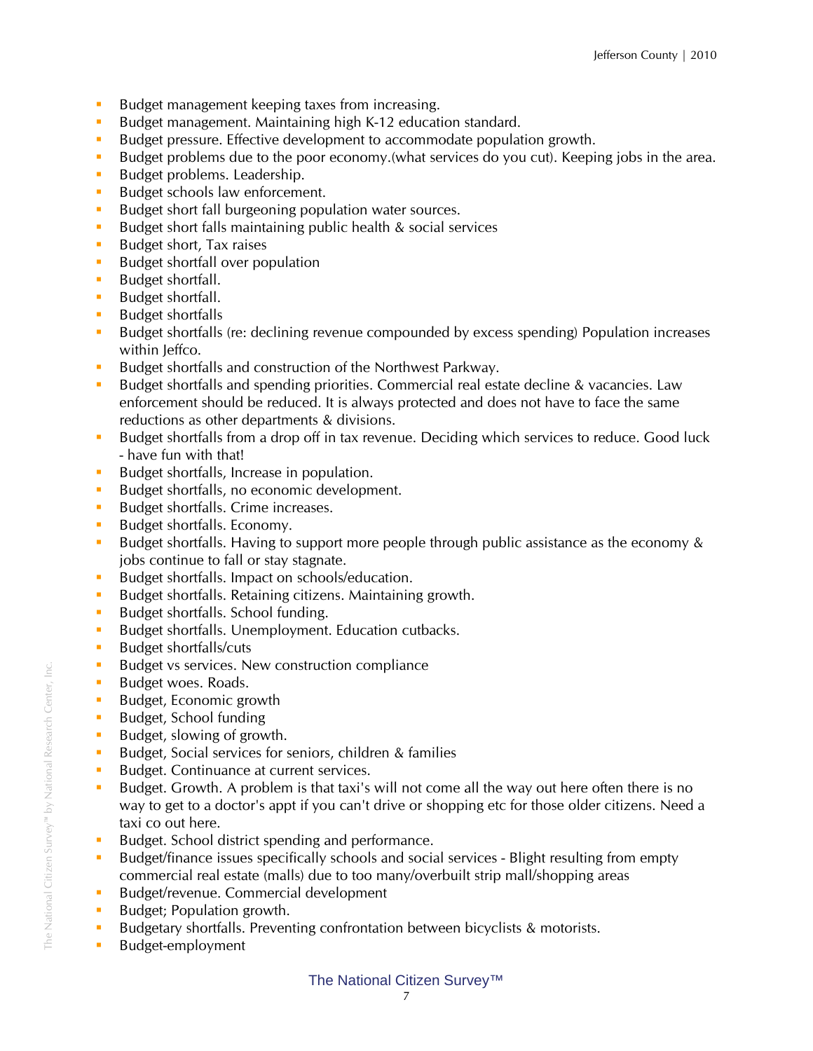- Budget management keeping taxes from increasing.
- Budget management. Maintaining high K-12 education standard.
- Budget pressure. Effective development to accommodate population growth.
- Budget problems due to the poor economy.(what services do you cut). Keeping jobs in the area.
- Budget problems. Leadership.
- Budget schools law enforcement.
- Budget short fall burgeoning population water sources.
- Budget short falls maintaining public health & social services
- Budget short, Tax raises
- Budget shortfall over population
- Budget shortfall.
- Budget shortfall.
- Budget shortfalls
- Budget shortfalls (re: declining revenue compounded by excess spending) Population increases within Jeffco.
- Budget shortfalls and construction of the Northwest Parkway.
- Budget shortfalls and spending priorities. Commercial real estate decline & vacancies. Law enforcement should be reduced. It is always protected and does not have to face the same reductions as other departments & divisions.
- Budget shortfalls from a drop off in tax revenue. Deciding which services to reduce. Good luck - have fun with that!
- Budget shortfalls, Increase in population.
- Budget shortfalls, no economic development.
- Budget shortfalls. Crime increases.
- Budget shortfalls. Economy.
- Budget shortfalls. Having to support more people through public assistance as the economy & jobs continue to fall or stay stagnate.
- Budget shortfalls. Impact on schools/education.
- Budget shortfalls. Retaining citizens. Maintaining growth.
- Budget shortfalls. School funding.
- Budget shortfalls. Unemployment. Education cutbacks.
- Budget shortfalls/cuts
- Budget vs services. New construction compliance
- Budget woes. Roads.
- Budget, Economic growth
- Budget, School funding
- Budget, slowing of growth.
- Budget, Social services for seniors, children & families
- Budget. Continuance at current services.
- Budget. Growth. A problem is that taxi's will not come all the way out here often there is no way to get to a doctor's appt if you can't drive or shopping etc for those older citizens. Need a taxi co out here.
- Budget. School district spending and performance.
- Budget/finance issues specifically schools and social services - Blight resulting from empty commercial real estate (malls) due to too many/overbuilt strip mall/shopping areas
- Budget/revenue. Commercial development
- Budget; Population growth.
- Budgetary shortfalls. Preventing confrontation between bicyclists & motorists.
- Budget-employment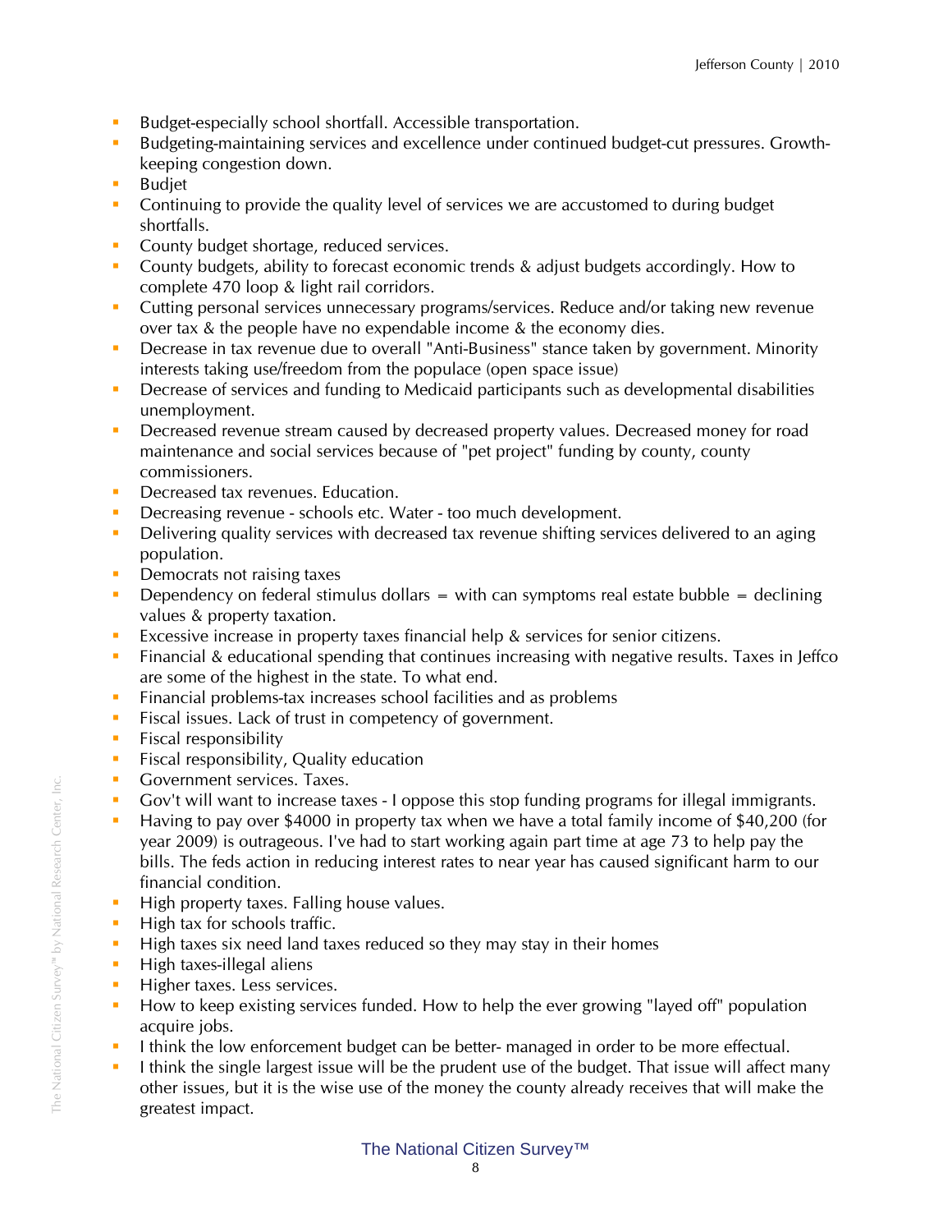- Budget-especially school shortfall. Accessible transportation.
- Budgeting-maintaining services and excellence under continued budget-cut pressures. Growth-keeping congestion down.
- Budjet
- Continuing to provide the quality level of services we are accustomed to during budget shortfalls.
- County budget shortage, reduced services.
- County budgets, ability to forecast economic trends & adjust budgets accordingly. How to complete 470 loop & light rail corridors.
- Cutting personal services unnecessary programs/services. Reduce and/or taking new revenue over tax & the people have no expendable income & the economy dies.
- Decrease in tax revenue due to overall "Anti-Business" stance taken by government. Minority interests taking use/freedom from the populace (open space issue)
- Decrease of services and funding to Medicaid participants such as developmental disabilities unemployment.
- Decreased revenue stream caused by decreased property values. Decreased money for road maintenance and social services because of "pet project" funding by county, county commissioners.
- Decreased tax revenues. Education.
- Decreasing revenue - schools etc. Water - too much development.
- Delivering quality services with decreased tax revenue shifting services delivered to an aging population.
- Democrats not raising taxes
- Dependency on federal stimulus dollars = with can symptoms real estate bubble = declining values & property taxation.
- Excessive increase in property taxes financial help & services for senior citizens.
- Financial & educational spending that continues increasing with negative results. Taxes in Jeffco are some of the highest in the state. To what end.
- Financial problems-tax increases school facilities and as problems
- Fiscal issues. Lack of trust in competency of government.
- Fiscal responsibility
- Fiscal responsibility, Quality education
- Government services. Taxes.
- Gov't will want to increase taxes - I oppose this stop funding programs for illegal immigrants.
- Having to pay over $4000 in property tax when we have a total family income of $40,200 (for year 2009) is outrageous. I've had to start working again part time at age 73 to help pay the bills. The feds action in reducing interest rates to near year has caused significant harm to our financial condition.
- High property taxes. Falling house values.
- High tax for schools traffic.
- High taxes six need land taxes reduced so they may stay in their homes
- High taxes-illegal aliens
- Higher taxes. Less services.
- How to keep existing services funded. How to help the ever growing "layed off" population acquire jobs.
- I think the low enforcement budget can be better- managed in order to be more effectual.
- I think the single largest issue will be the prudent use of the budget. That issue will affect many other issues, but it is the wise use of the money the county already receives that will make the greatest impact.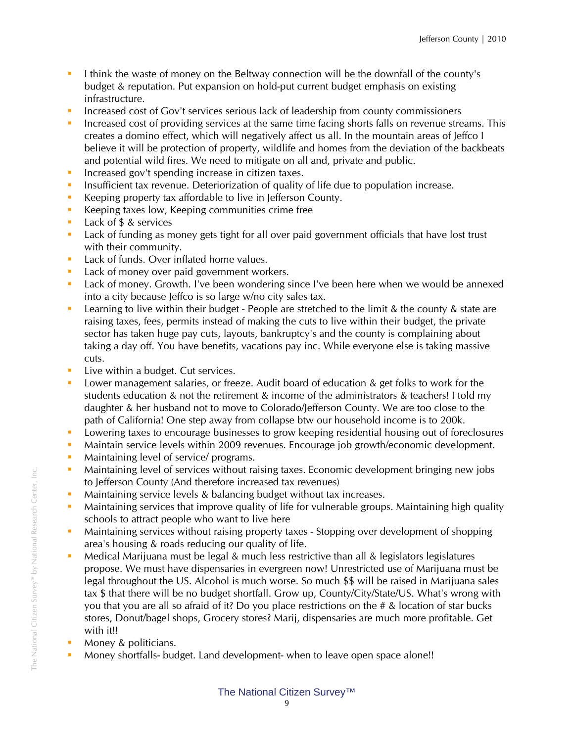- I think the waste of money on the Beltway connection will be the downfall of the county's budget & reputation. Put expansion on hold-put current budget emphasis on existing infrastructure.
- Increased cost of Gov't services serious lack of leadership from county commissioners
- Increased cost of providing services at the same time facing shorts falls on revenue streams. This creates a domino effect, which will negatively affect us all. In the mountain areas of Jeffco I believe it will be protection of property, wildlife and homes from the deviation of the backbeats and potential wild fires. We need to mitigate on all and, private and public.
- Increased gov't spending increase in citizen taxes.
- Insufficient tax revenue. Deteriorization of quality of life due to population increase.
- Keeping property tax affordable to live in Jefferson County.
- Keeping taxes low, Keeping communities crime free
- Lack of $ & services
- Lack of funding as money gets tight for all over paid government officials that have lost trust with their community.
- Lack of funds. Over inflated home values.
- Lack of money over paid government workers.
- Lack of money. Growth. I've been wondering since I've been here when we would be annexed into a city because Jeffco is so large w/no city sales tax.
- Learning to live within their budget - People are stretched to the limit & the county & state are raising taxes, fees, permits instead of making the cuts to live within their budget, the private sector has taken huge pay cuts, layouts, bankruptcy's and the county is complaining about taking a day off. You have benefits, vacations pay inc. While everyone else is taking massive cuts.
- Live within a budget. Cut services.
- Lower management salaries, or freeze. Audit board of education & get folks to work for the students education & not the retirement & income of the administrators & teachers! I told my daughter & her husband not to move to Colorado/Jefferson County. We are too close to the path of California! One step away from collapse btw our household income is to 200k.
- Lowering taxes to encourage businesses to grow keeping residential housing out of foreclosures
- Maintain service levels within 2009 revenues. Encourage job growth/economic development.
- Maintaining level of service/ programs.
- Maintaining level of services without raising taxes. Economic development bringing new jobs to Jefferson County (And therefore increased tax revenues)
- Maintaining service levels & balancing budget without tax increases.
- Maintaining services that improve quality of life for vulnerable groups. Maintaining high quality schools to attract people who want to live here
- Maintaining services without raising property taxes - Stopping over development of shopping area's housing & roads reducing our quality of life.
- Medical Marijuana must be legal & much less restrictive than all & legislators legislatures propose. We must have dispensaries in evergreen now! Unrestricted use of Marijuana must be legal throughout the US. Alcohol is much worse. So much $$ will be raised in Marijuana sales tax $ that there will be no budget shortfall. Grow up, County/City/State/US. What's wrong with you that you are all so afraid of it? Do you place restrictions on the # & location of star bucks stores, Donut/bagel shops, Grocery stores? Marij, dispensaries are much more profitable. Get with it!!
- Money & politicians.
- Money shortfalls- budget. Land development- when to leave open space alone!!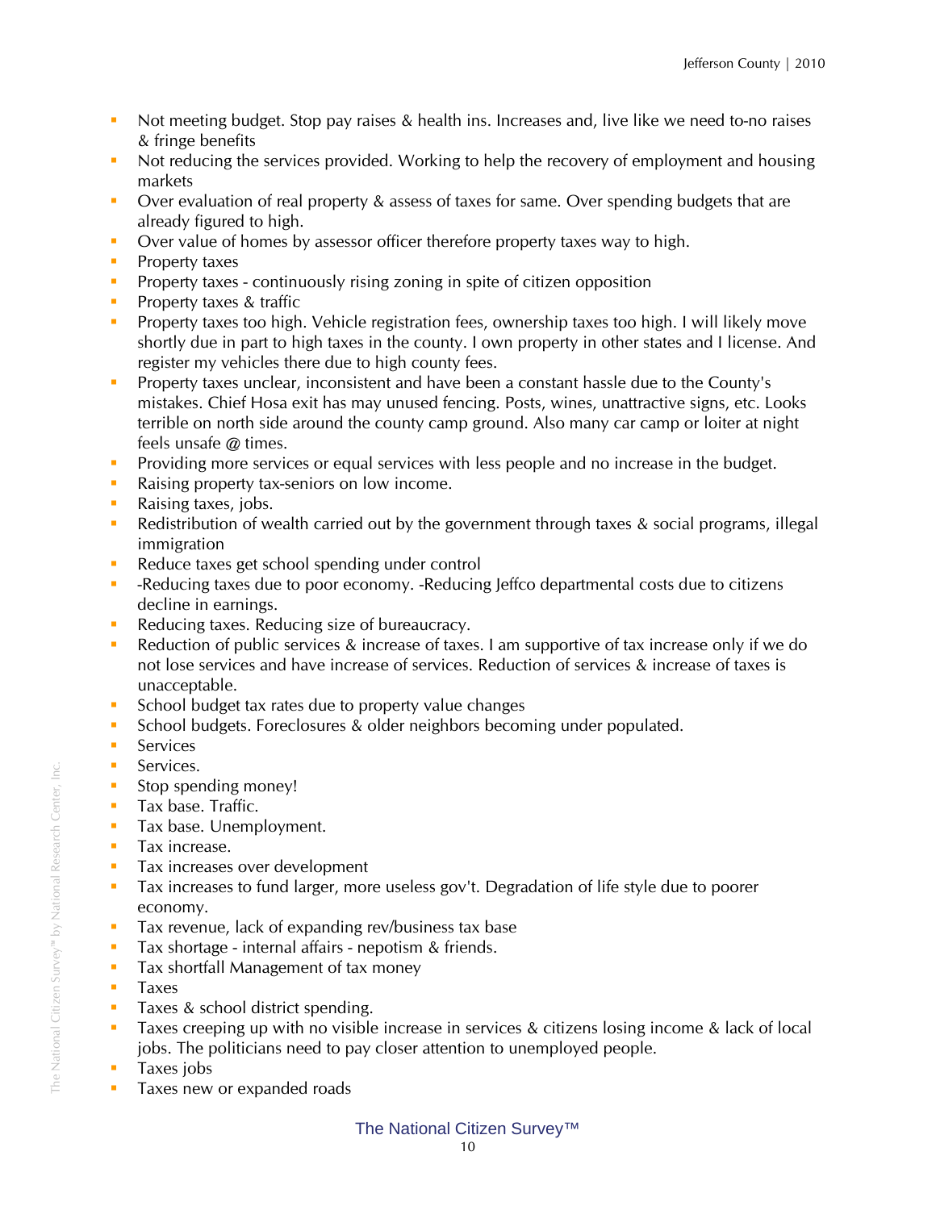- Not meeting budget. Stop pay raises & health ins. Increases and, live like we need to-no raises & fringe benefits
- Not reducing the services provided. Working to help the recovery of employment and housing markets
- Over evaluation of real property & assess of taxes for same. Over spending budgets that are already figured to high.
- Over value of homes by assessor officer therefore property taxes way to high.
- Property taxes
- Property taxes - continuously rising zoning in spite of citizen opposition
- Property taxes & traffic
- Property taxes too high. Vehicle registration fees, ownership taxes too high. I will likely move shortly due in part to high taxes in the county. I own property in other states and I license. And register my vehicles there due to high county fees.
- Property taxes unclear, inconsistent and have been a constant hassle due to the County's mistakes. Chief Hosa exit has may unused fencing. Posts, wines, unattractive signs, etc. Looks terrible on north side around the county camp ground. Also many car camp or loiter at night feels unsafe @ times.
- Providing more services or equal services with less people and no increase in the budget.
- Raising property tax-seniors on low income.
- Raising taxes, jobs.
- Redistribution of wealth carried out by the government through taxes & social programs, illegal immigration
- Reduce taxes get school spending under control
- -Reducing taxes due to poor economy. -Reducing Jeffco departmental costs due to citizens decline in earnings.
- Reducing taxes. Reducing size of bureaucracy.
- Reduction of public services & increase of taxes. I am supportive of tax increase only if we do not lose services and have increase of services. Reduction of services & increase of taxes is unacceptable.
- School budget tax rates due to property value changes
- School budgets. Foreclosures & older neighbors becoming under populated.
- Services
- Services.
- Stop spending money!
- Tax base. Traffic.
- Tax base. Unemployment.
- Tax increase.
- Tax increases over development
- Tax increases to fund larger, more useless gov't. Degradation of life style due to poorer economy.
- Tax revenue, lack of expanding rev/business tax base
- Tax shortage - internal affairs - nepotism & friends.
- Tax shortfall Management of tax money
- Taxes
- Taxes & school district spending.
- Taxes creeping up with no visible increase in services & citizens losing income & lack of local jobs. The politicians need to pay closer attention to unemployed people.
- Taxes jobs
- Taxes new or expanded roads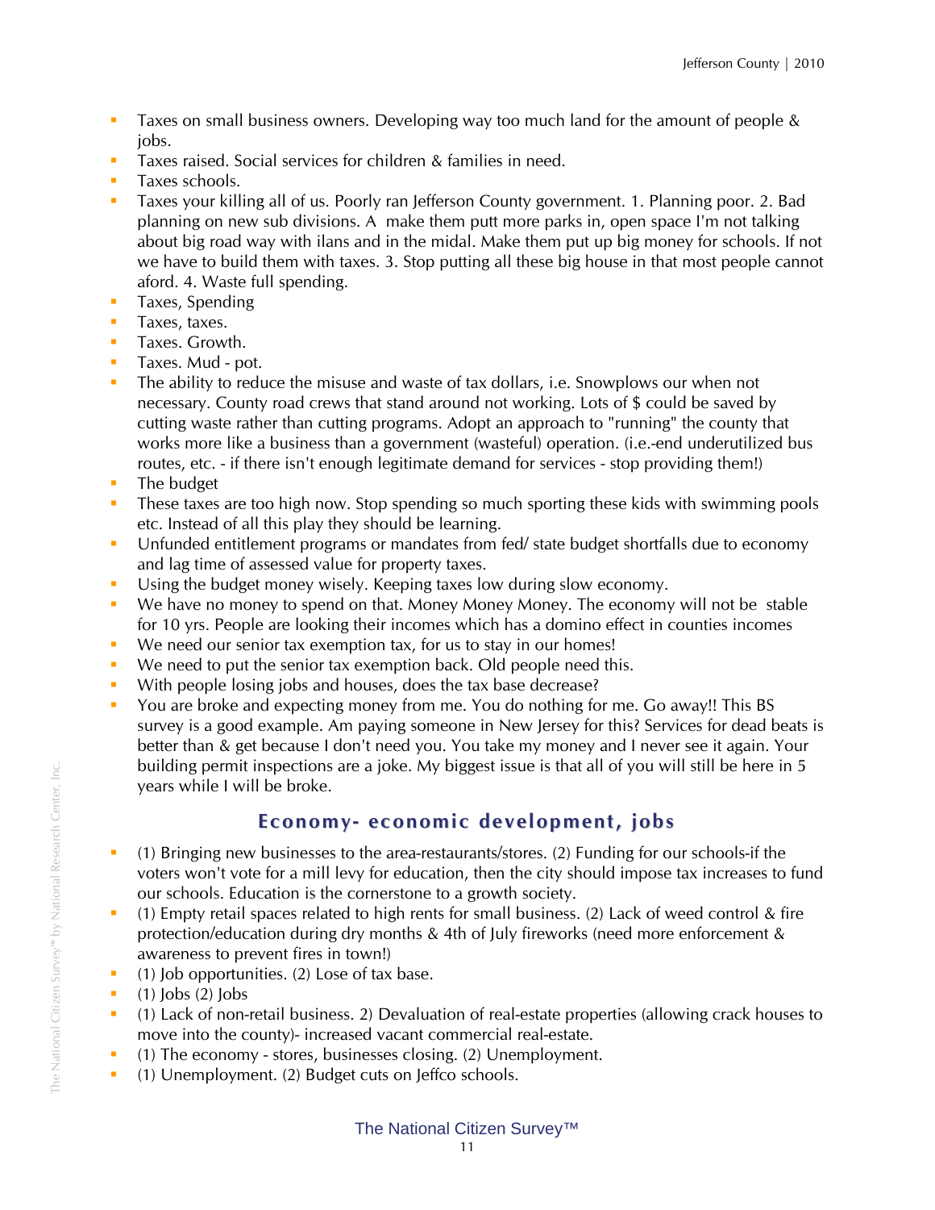- Taxes on small business owners. Developing way too much land for the amount of people & jobs.
- Taxes raised. Social services for children & families in need.
- Taxes schools.
- Taxes your killing all of us. Poorly ran Jefferson County government. 1. Planning poor. 2. Bad planning on new sub divisions. A  make them putt more parks in, open space I'm not talking about big road way with ilans and in the midal. Make them put up big money for schools. If not we have to build them with taxes. 3. Stop putting all these big house in that most people cannot aford. 4. Waste full spending.
- Taxes, Spending
- Taxes, taxes.
- Taxes. Growth.
- Taxes. Mud - pot.
- The ability to reduce the misuse and waste of tax dollars, i.e. Snowplows our when not necessary. County road crews that stand around not working. Lots of $ could be saved by cutting waste rather than cutting programs. Adopt an approach to "running" the county that works more like a business than a government (wasteful) operation. (i.e.-end underutilized bus routes, etc. - if there isn't enough legitimate demand for services - stop providing them!)
- The budget
- These taxes are too high now. Stop spending so much sporting these kids with swimming pools etc. Instead of all this play they should be learning.
- Unfunded entitlement programs or mandates from fed/ state budget shortfalls due to economy and lag time of assessed value for property taxes.
- Using the budget money wisely. Keeping taxes low during slow economy.
- We have no money to spend on that. Money Money Money. The economy will not be  stable for 10 yrs. People are looking their incomes which has a domino effect in counties incomes
- We need our senior tax exemption tax, for us to stay in our homes!
- We need to put the senior tax exemption back. Old people need this.
- With people losing jobs and houses, does the tax base decrease?
- You are broke and expecting money from me. You do nothing for me. Go away!! This BS survey is a good example. Am paying someone in New Jersey for this? Services for dead beats is better than & get because I don't need you. You take my money and I never see it again. Your building permit inspections are a joke. My biggest issue is that all of you will still be here in 5 years while I will be broke.

## Economy- economic development, jobs

- (1) Bringing new businesses to the area-restaurants/stores. (2) Funding for our schools-if the voters won't vote for a mill levy for education, then the city should impose tax increases to fund our schools. Education is the cornerstone to a growth society.
- (1) Empty retail spaces related to high rents for small business. (2) Lack of weed control & fire protection/education during dry months & 4th of July fireworks (need more enforcement & awareness to prevent fires in town!)
- (1) Job opportunities. (2) Lose of tax base.
- (1) Jobs (2) Jobs
- (1) Lack of non-retail business. 2) Devaluation of real-estate properties (allowing crack houses to move into the county)- increased vacant commercial real-estate.
- (1) The economy - stores, businesses closing. (2) Unemployment.
- (1) Unemployment. (2) Budget cuts on Jeffco schools.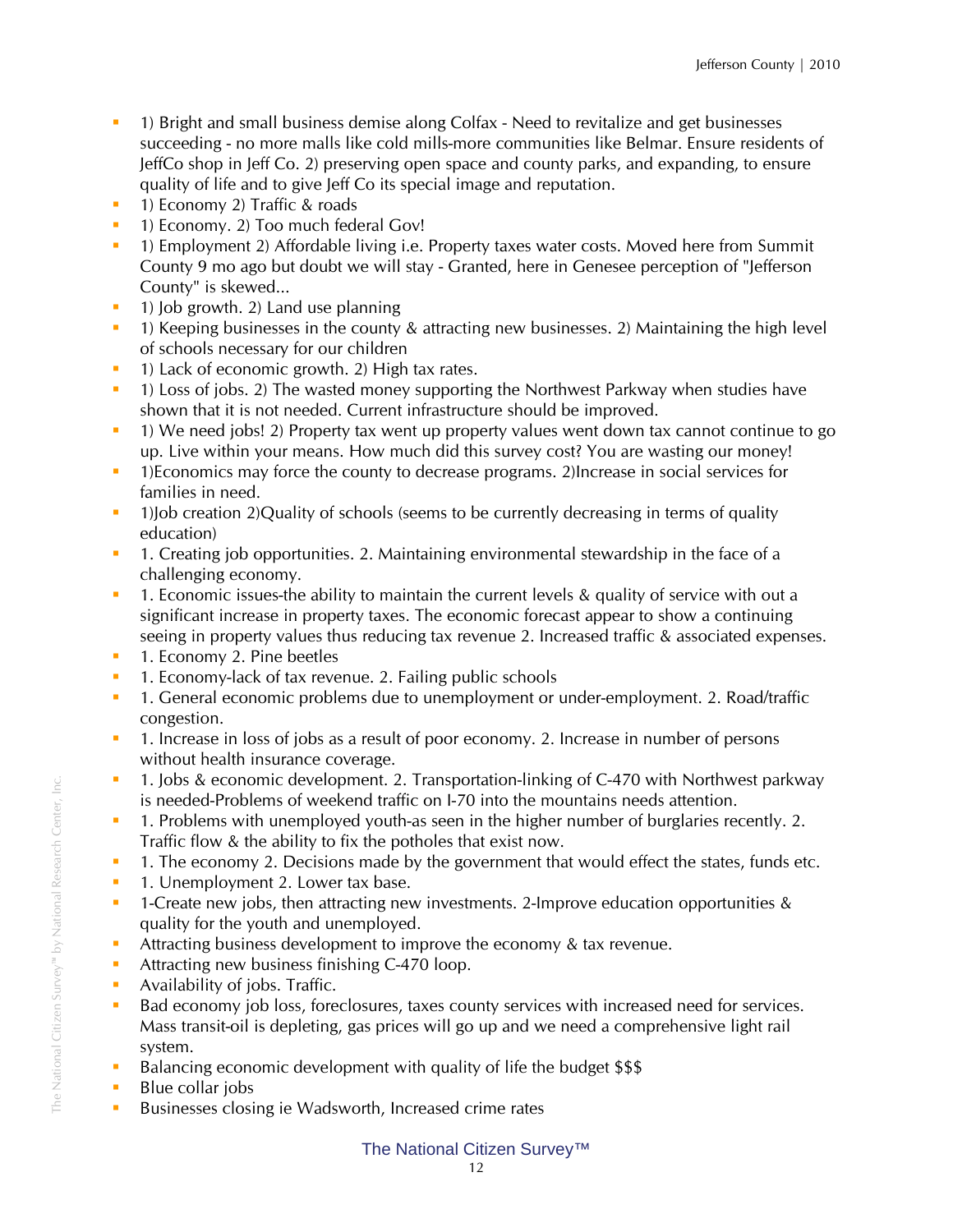- 1) Bright and small business demise along Colfax - Need to revitalize and get businesses succeeding - no more malls like cold mills-more communities like Belmar. Ensure residents of JeffCo shop in Jeff Co. 2) preserving open space and county parks, and expanding, to ensure quality of life and to give Jeff Co its special image and reputation.
- 1) Economy 2) Traffic & roads
- 1) Economy. 2) Too much federal Gov!
- 1) Employment 2) Affordable living i.e. Property taxes water costs. Moved here from Summit County 9 mo ago but doubt we will stay - Granted, here in Genesee perception of "Jefferson County" is skewed...
- 1) Job growth. 2) Land use planning
- 1) Keeping businesses in the county & attracting new businesses. 2) Maintaining the high level of schools necessary for our children
- 1) Lack of economic growth. 2) High tax rates.
- 1) Loss of jobs. 2) The wasted money supporting the Northwest Parkway when studies have shown that it is not needed. Current infrastructure should be improved.
- 1) We need jobs! 2) Property tax went up property values went down tax cannot continue to go up. Live within your means. How much did this survey cost? You are wasting our money!
- 1)Economics may force the county to decrease programs. 2)Increase in social services for families in need.
- 1)Job creation 2)Quality of schools (seems to be currently decreasing in terms of quality education)
- 1. Creating job opportunities. 2. Maintaining environmental stewardship in the face of a challenging economy.
- 1. Economic issues-the ability to maintain the current levels & quality of service with out a significant increase in property taxes. The economic forecast appear to show a continuing seeing in property values thus reducing tax revenue 2. Increased traffic & associated expenses.
- 1. Economy 2. Pine beetles
- 1. Economy-lack of tax revenue. 2. Failing public schools
- 1. General economic problems due to unemployment or under-employment. 2. Road/traffic congestion.
- 1. Increase in loss of jobs as a result of poor economy. 2. Increase in number of persons without health insurance coverage.
- 1. Jobs & economic development. 2. Transportation-linking of C-470 with Northwest parkway is needed-Problems of weekend traffic on I-70 into the mountains needs attention.
- 1. Problems with unemployed youth-as seen in the higher number of burglaries recently. 2. Traffic flow & the ability to fix the potholes that exist now.
- 1. The economy 2. Decisions made by the government that would effect the states, funds etc.
- 1. Unemployment 2. Lower tax base.
- 1-Create new jobs, then attracting new investments. 2-Improve education opportunities & quality for the youth and unemployed.
- Attracting business development to improve the economy & tax revenue.
- Attracting new business finishing C-470 loop.
- Availability of jobs. Traffic.
- Bad economy job loss, foreclosures, taxes county services with increased need for services. Mass transit-oil is depleting, gas prices will go up and we need a comprehensive light rail system.
- Balancing economic development with quality of life the budget $$$
- Blue collar jobs
- Businesses closing ie Wadsworth, Increased crime rates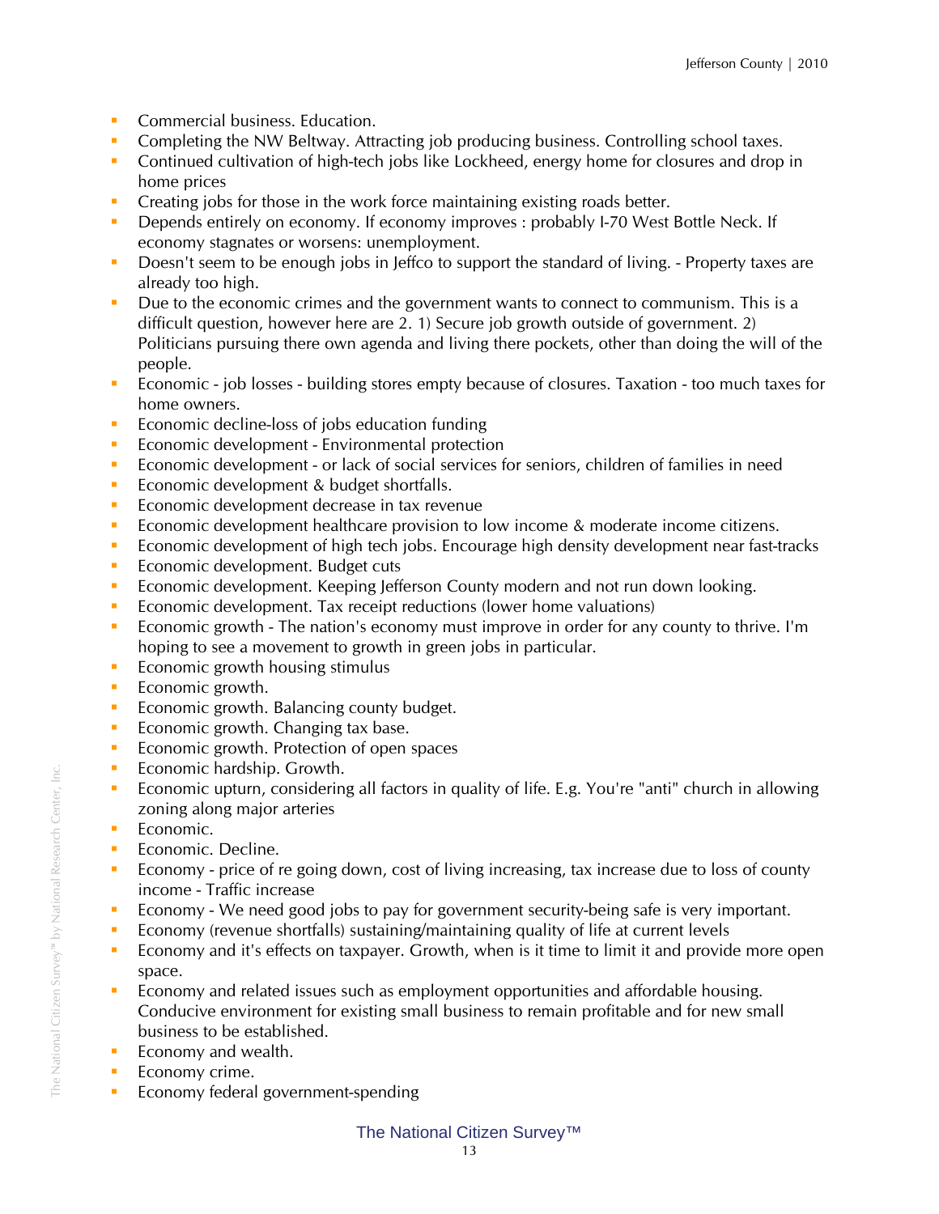- Commercial business. Education.
- Completing the NW Beltway. Attracting job producing business. Controlling school taxes.
- Continued cultivation of high-tech jobs like Lockheed, energy home for closures and drop in home prices
- Creating jobs for those in the work force maintaining existing roads better.
- Depends entirely on economy. If economy improves : probably I-70 West Bottle Neck. If economy stagnates or worsens: unemployment.
- Doesn't seem to be enough jobs in Jeffco to support the standard of living. - Property taxes are already too high.
- Due to the economic crimes and the government wants to connect to communism. This is a difficult question, however here are 2. 1) Secure job growth outside of government. 2) Politicians pursuing there own agenda and living there pockets, other than doing the will of the people.
- Economic - job losses - building stores empty because of closures. Taxation - too much taxes for home owners.
- Economic decline-loss of jobs education funding
- Economic development - Environmental protection
- Economic development - or lack of social services for seniors, children of families in need
- Economic development & budget shortfalls.
- Economic development decrease in tax revenue
- Economic development healthcare provision to low income & moderate income citizens.
- Economic development of high tech jobs. Encourage high density development near fast-tracks
- Economic development. Budget cuts
- Economic development. Keeping Jefferson County modern and not run down looking.
- Economic development. Tax receipt reductions (lower home valuations)
- Economic growth - The nation's economy must improve in order for any county to thrive. I'm hoping to see a movement to growth in green jobs in particular.
- Economic growth housing stimulus
- Economic growth.
- Economic growth. Balancing county budget.
- Economic growth. Changing tax base.
- Economic growth. Protection of open spaces
- Economic hardship. Growth.
- Economic upturn, considering all factors in quality of life. E.g. You're "anti" church in allowing zoning along major arteries
- Economic.
- Economic. Decline.
- Economy - price of re going down, cost of living increasing, tax increase due to loss of county income - Traffic increase
- Economy - We need good jobs to pay for government security-being safe is very important.
- Economy (revenue shortfalls) sustaining/maintaining quality of life at current levels
- Economy and it's effects on taxpayer. Growth, when is it time to limit it and provide more open space.
- Economy and related issues such as employment opportunities and affordable housing. Conducive environment for existing small business to remain profitable and for new small business to be established.
- Economy and wealth.
- Economy crime.
- Economy federal government-spending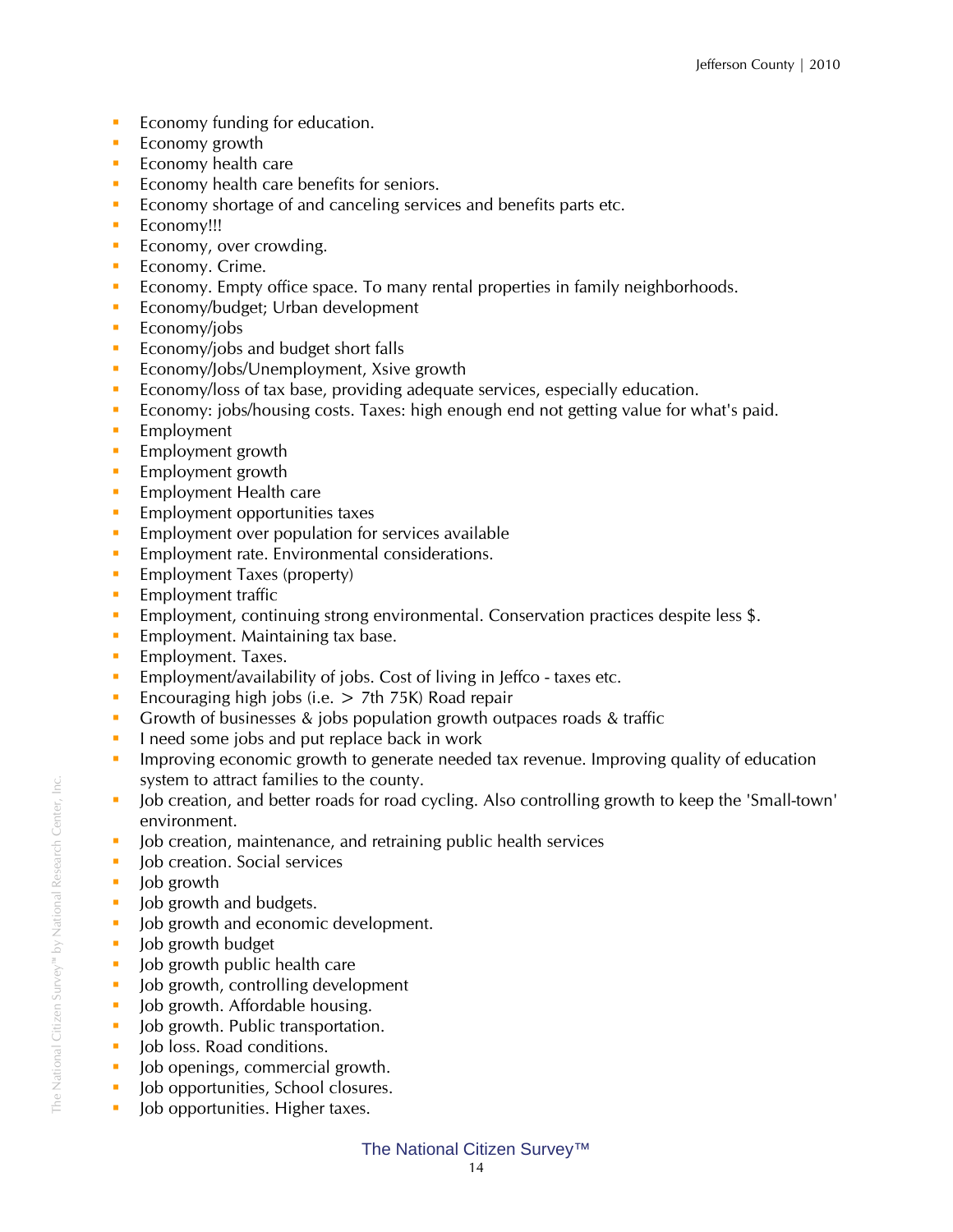- Economy funding for education.
- Economy growth
- Economy health care
- Economy health care benefits for seniors.
- Economy shortage of and canceling services and benefits parts etc.
- Economy!!!
- Economy, over crowding.
- Economy. Crime.
- Economy. Empty office space. To many rental properties in family neighborhoods.
- Economy/budget; Urban development
- Economy/jobs
- Economy/jobs and budget short falls
- Economy/Jobs/Unemployment, Xsive growth
- Economy/loss of tax base, providing adequate services, especially education.
- Economy: jobs/housing costs. Taxes: high enough end not getting value for what's paid.
- Employment
- Employment growth
- Employment growth
- Employment Health care
- Employment opportunities taxes
- Employment over population for services available
- Employment rate. Environmental considerations.
- Employment Taxes (property)
- Employment traffic
- Employment, continuing strong environmental. Conservation practices despite less $.
- Employment. Maintaining tax base.
- Employment. Taxes.
- Employment/availability of jobs. Cost of living in Jeffco - taxes etc.
- Encouraging high jobs (i.e. > 7th 75K) Road repair
- Growth of businesses & jobs population growth outpaces roads & traffic
- I need some jobs and put replace back in work
- Improving economic growth to generate needed tax revenue. Improving quality of education system to attract families to the county.
- Job creation, and better roads for road cycling. Also controlling growth to keep the 'Small-town' environment.
- Job creation, maintenance, and retraining public health services
- Job creation. Social services
- Job growth
- Job growth and budgets.
- Job growth and economic development.
- Job growth budget
- Job growth public health care
- Job growth, controlling development
- Job growth. Affordable housing.
- Job growth. Public transportation.
- Job loss. Road conditions.
- Job openings, commercial growth.
- Job opportunities, School closures.
- Job opportunities. Higher taxes.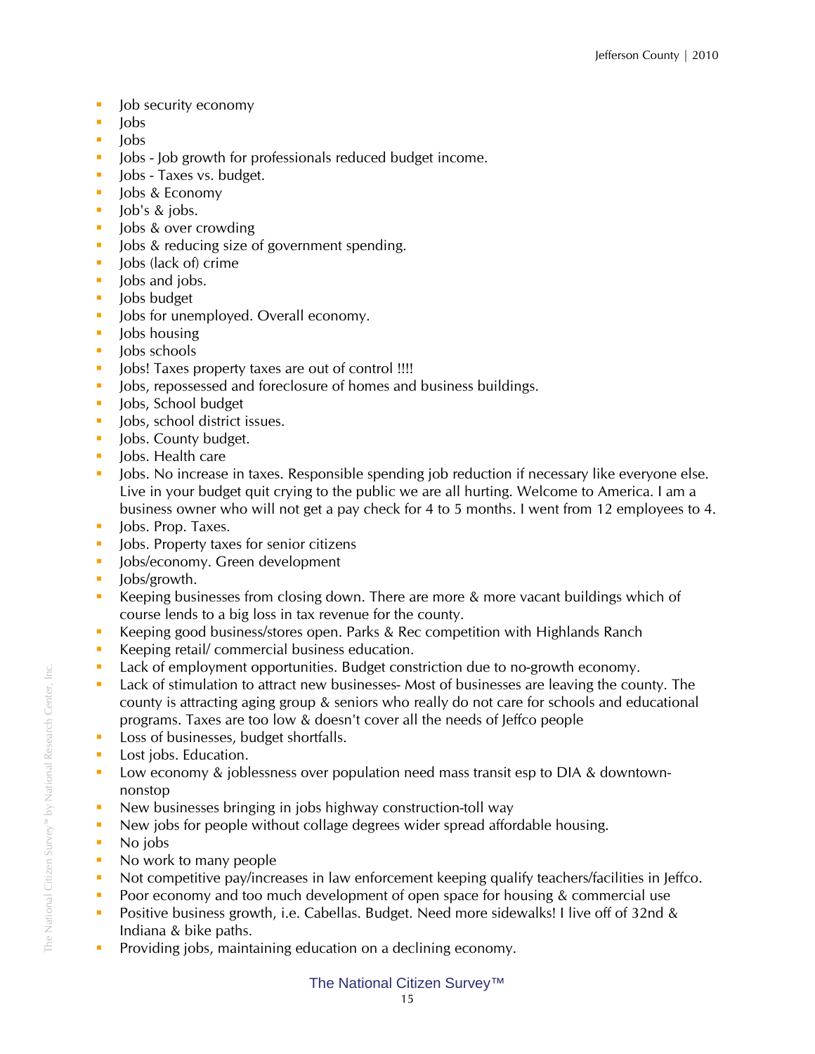- Job security economy
- Jobs
- Jobs
- Jobs - Job growth for professionals reduced budget income.
- Jobs - Taxes vs. budget.
- Jobs & Economy
- Job's & jobs.
- Jobs & over crowding
- Jobs & reducing size of government spending.
- Jobs (lack of) crime
- Jobs and jobs.
- Jobs budget
- Jobs for unemployed. Overall economy.
- Jobs housing
- Jobs schools
- Jobs! Taxes property taxes are out of control !!!!
- Jobs, repossessed and foreclosure of homes and business buildings.
- Jobs, School budget
- Jobs, school district issues.
- Jobs. County budget.
- Jobs. Health care
- Jobs. No increase in taxes. Responsible spending job reduction if necessary like everyone else. Live in your budget quit crying to the public we are all hurting. Welcome to America. I am a business owner who will not get a pay check for 4 to 5 months. I went from 12 employees to 4.
- Jobs. Prop. Taxes.
- Jobs. Property taxes for senior citizens
- Jobs/economy. Green development
- Jobs/growth.
- Keeping businesses from closing down. There are more & more vacant buildings which of course lends to a big loss in tax revenue for the county.
- Keeping good business/stores open. Parks & Rec competition with Highlands Ranch
- Keeping retail/ commercial business education.
- Lack of employment opportunities. Budget constriction due to no-growth economy.
- Lack of stimulation to attract new businesses- Most of businesses are leaving the county. The county is attracting aging group & seniors who really do not care for schools and educational programs. Taxes are too low & doesn't cover all the needs of Jeffco people
- Loss of businesses, budget shortfalls.
- Lost jobs. Education.
- Low economy & joblessness over population need mass transit esp to DIA & downtown-nonstop
- New businesses bringing in jobs highway construction-toll way
- New jobs for people without collage degrees wider spread affordable housing.
- No jobs
- No work to many people
- Not competitive pay/increases in law enforcement keeping qualify teachers/facilities in Jeffco.
- Poor economy and too much development of open space for housing & commercial use
- Positive business growth, i.e. Cabellas. Budget. Need more sidewalks! I live off of 32nd & Indiana & bike paths.
- Providing jobs, maintaining education on a declining economy.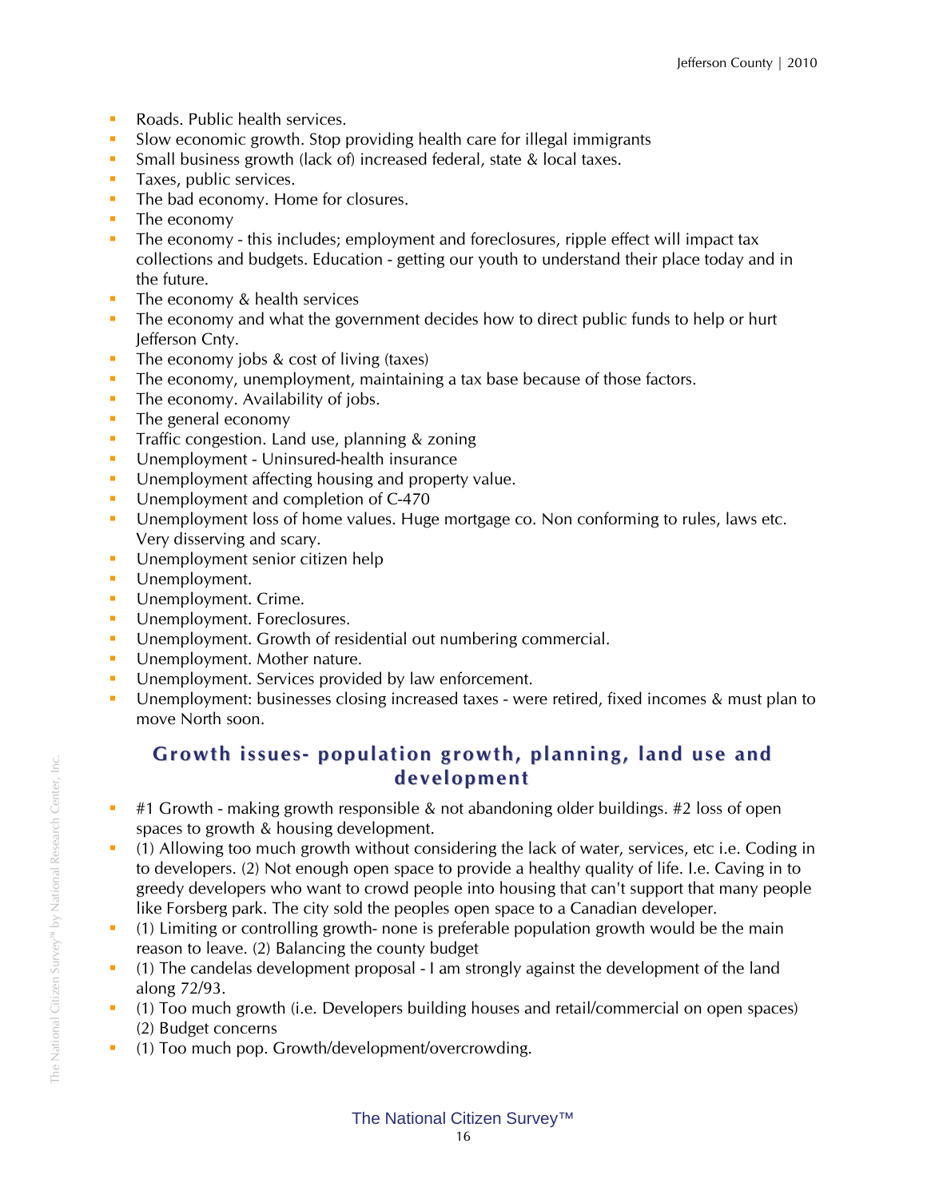- Roads. Public health services.
- Slow economic growth. Stop providing health care for illegal immigrants
- Small business growth (lack of) increased federal, state & local taxes.
- Taxes, public services.
- The bad economy. Home for closures.
- The economy
- The economy - this includes; employment and foreclosures, ripple effect will impact tax collections and budgets. Education - getting our youth to understand their place today and in the future.
- The economy & health services
- The economy and what the government decides how to direct public funds to help or hurt Jefferson Cnty.
- The economy jobs & cost of living (taxes)
- The economy, unemployment, maintaining a tax base because of those factors.
- The economy. Availability of jobs.
- The general economy
- Traffic congestion. Land use, planning & zoning
- Unemployment - Uninsured-health insurance
- Unemployment affecting housing and property value.
- Unemployment and completion of C-470
- Unemployment loss of home values. Huge mortgage co. Non conforming to rules, laws etc. Very disserving and scary.
- Unemployment senior citizen help
- Unemployment.
- Unemployment. Crime.
- Unemployment. Foreclosures.
- Unemployment. Growth of residential out numbering commercial.
- Unemployment. Mother nature.
- Unemployment. Services provided by law enforcement.
- Unemployment: businesses closing increased taxes - were retired, fixed incomes & must plan to move North soon.

## Growth issues- population growth, planning, land use and development

- #1 Growth - making growth responsible & not abandoning older buildings. #2 loss of open spaces to growth & housing development.
- (1) Allowing too much growth without considering the lack of water, services, etc i.e. Coding in to developers. (2) Not enough open space to provide a healthy quality of life. I.e. Caving in to greedy developers who want to crowd people into housing that can't support that many people like Forsberg park. The city sold the peoples open space to a Canadian developer.
- (1) Limiting or controlling growth- none is preferable population growth would be the main reason to leave. (2) Balancing the county budget
- (1) The candelas development proposal - I am strongly against the development of the land along 72/93.
- (1) Too much growth (i.e. Developers building houses and retail/commercial on open spaces) (2) Budget concerns
- (1) Too much pop. Growth/development/overcrowding.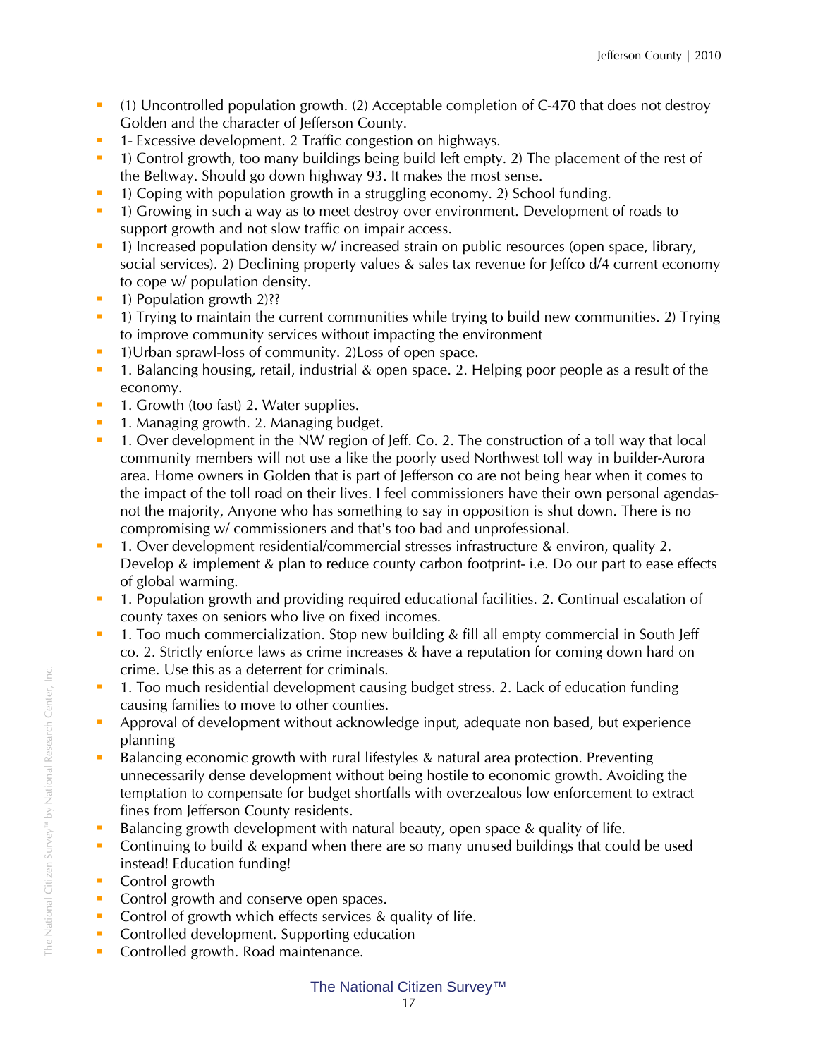- (1) Uncontrolled population growth. (2) Acceptable completion of C-470 that does not destroy Golden and the character of Jefferson County.
- 1- Excessive development. 2 Traffic congestion on highways.
- 1) Control growth, too many buildings being build left empty. 2) The placement of the rest of the Beltway. Should go down highway 93. It makes the most sense.
- 1) Coping with population growth in a struggling economy. 2) School funding.
- 1) Growing in such a way as to meet destroy over environment. Development of roads to support growth and not slow traffic on impair access.
- 1) Increased population density w/ increased strain on public resources (open space, library, social services). 2) Declining property values & sales tax revenue for Jeffco d/4 current economy to cope w/ population density.
- 1) Population growth 2)??
- 1) Trying to maintain the current communities while trying to build new communities. 2) Trying to improve community services without impacting the environment
- 1)Urban sprawl-loss of community. 2)Loss of open space.
- 1. Balancing housing, retail, industrial & open space. 2. Helping poor people as a result of the economy.
- 1. Growth (too fast) 2. Water supplies.
- 1. Managing growth. 2. Managing budget.
- 1. Over development in the NW region of Jeff. Co. 2. The construction of a toll way that local community members will not use a like the poorly used Northwest toll way in builder-Aurora area. Home owners in Golden that is part of Jefferson co are not being hear when it comes to the impact of the toll road on their lives. I feel commissioners have their own personal agendas- not the majority, Anyone who has something to say in opposition is shut down. There is no compromising w/ commissioners and that's too bad and unprofessional.
- 1. Over development residential/commercial stresses infrastructure & environ, quality 2. Develop & implement & plan to reduce county carbon footprint- i.e. Do our part to ease effects of global warming.
- 1. Population growth and providing required educational facilities. 2. Continual escalation of county taxes on seniors who live on fixed incomes.
- 1. Too much commercialization. Stop new building & fill all empty commercial in South Jeff co. 2. Strictly enforce laws as crime increases & have a reputation for coming down hard on crime. Use this as a deterrent for criminals.
- 1. Too much residential development causing budget stress. 2. Lack of education funding causing families to move to other counties.
- Approval of development without acknowledge input, adequate non based, but experience planning
- Balancing economic growth with rural lifestyles & natural area protection. Preventing unnecessarily dense development without being hostile to economic growth. Avoiding the temptation to compensate for budget shortfalls with overzealous low enforcement to extract fines from Jefferson County residents.
- Balancing growth development with natural beauty, open space & quality of life.
- Continuing to build & expand when there are so many unused buildings that could be used instead! Education funding!
- Control growth
- Control growth and conserve open spaces.
- Control of growth which effects services & quality of life.
- Controlled development. Supporting education
- Controlled growth. Road maintenance.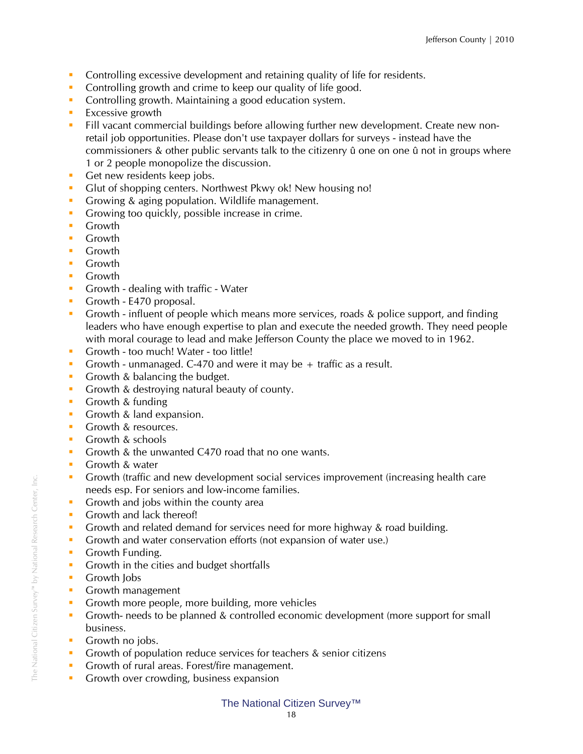- Controlling excessive development and retaining quality of life for residents.
- Controlling growth and crime to keep our quality of life good.
- Controlling growth. Maintaining a good education system.
- Excessive growth
- Fill vacant commercial buildings before allowing further new development. Create new non-retail job opportunities. Please don't use taxpayer dollars for surveys - instead have the commissioners & other public servants talk to the citizenry û one on one û not in groups where 1 or 2 people monopolize the discussion.
- Get new residents keep jobs.
- Glut of shopping centers. Northwest Pkwy ok! New housing no!
- Growing & aging population. Wildlife management.
- Growing too quickly, possible increase in crime.
- Growth
- Growth
- Growth
- Growth
- Growth
- Growth - dealing with traffic - Water
- Growth - E470 proposal.
- Growth - influent of people which means more services, roads & police support, and finding leaders who have enough expertise to plan and execute the needed growth. They need people with moral courage to lead and make Jefferson County the place we moved to in 1962.
- Growth - too much! Water - too little!
- Growth - unmanaged. C-470 and were it may be + traffic as a result.
- Growth & balancing the budget.
- Growth & destroying natural beauty of county.
- Growth & funding
- Growth & land expansion.
- Growth & resources.
- Growth & schools
- Growth & the unwanted C470 road that no one wants.
- Growth & water
- Growth (traffic and new development social services improvement (increasing health care needs esp. For seniors and low-income families.
- Growth and jobs within the county area
- Growth and lack thereof!
- Growth and related demand for services need for more highway & road building.
- Growth and water conservation efforts (not expansion of water use.)
- Growth Funding.
- Growth in the cities and budget shortfalls
- Growth Jobs
- Growth management
- Growth more people, more building, more vehicles
- Growth- needs to be planned & controlled economic development (more support for small business.
- Growth no jobs.
- Growth of population reduce services for teachers & senior citizens
- Growth of rural areas. Forest/fire management.
- Growth over crowding, business expansion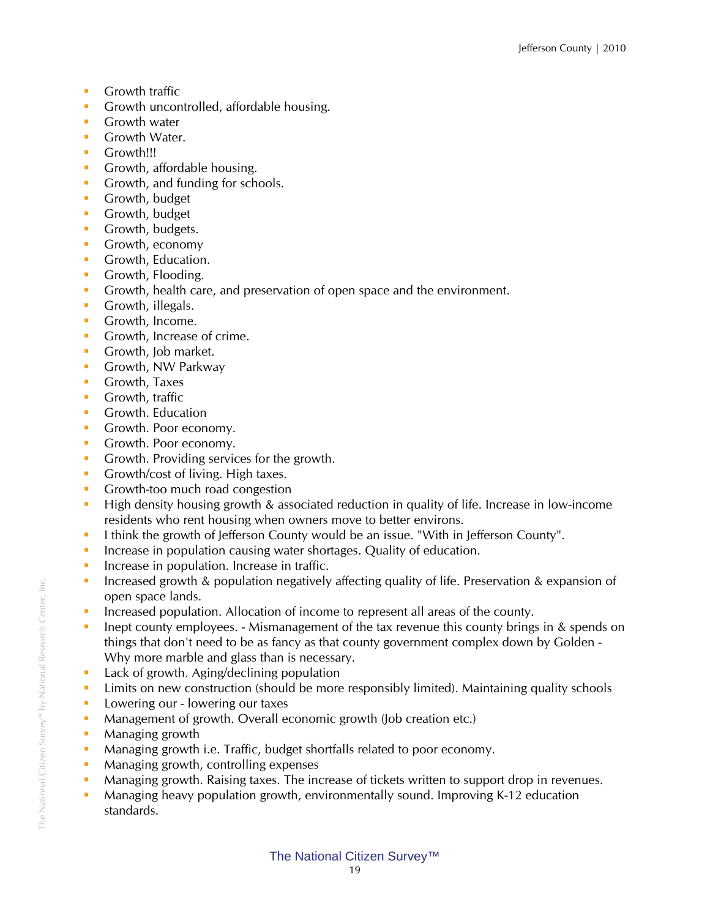- Growth traffic
- Growth uncontrolled, affordable housing.
- Growth water
- Growth Water.
- Growth!!!
- Growth, affordable housing.
- Growth, and funding for schools.
- Growth, budget
- Growth, budget
- Growth, budgets.
- Growth, economy
- Growth, Education.
- Growth, Flooding.
- Growth, health care, and preservation of open space and the environment.
- Growth, illegals.
- Growth, Income.
- Growth, Increase of crime.
- Growth, Job market.
- Growth, NW Parkway
- Growth, Taxes
- Growth, traffic
- Growth. Education
- Growth. Poor economy.
- Growth. Poor economy.
- Growth. Providing services for the growth.
- Growth/cost of living. High taxes.
- Growth-too much road congestion
- High density housing growth & associated reduction in quality of life. Increase in low-income residents who rent housing when owners move to better environs.
- I think the growth of Jefferson County would be an issue. "With in Jefferson County".
- Increase in population causing water shortages. Quality of education.
- Increase in population. Increase in traffic.
- Increased growth & population negatively affecting quality of life. Preservation & expansion of open space lands.
- Increased population. Allocation of income to represent all areas of the county.
- Inept county employees. - Mismanagement of the tax revenue this county brings in & spends on things that don't need to be as fancy as that county government complex down by Golden - Why more marble and glass than is necessary.
- Lack of growth. Aging/declining population
- Limits on new construction (should be more responsibly limited). Maintaining quality schools
- Lowering our - lowering our taxes
- Management of growth. Overall economic growth (Job creation etc.)
- Managing growth
- Managing growth i.e. Traffic, budget shortfalls related to poor economy.
- Managing growth, controlling expenses
- Managing growth. Raising taxes. The increase of tickets written to support drop in revenues.
- Managing heavy population growth, environmentally sound. Improving K-12 education standards.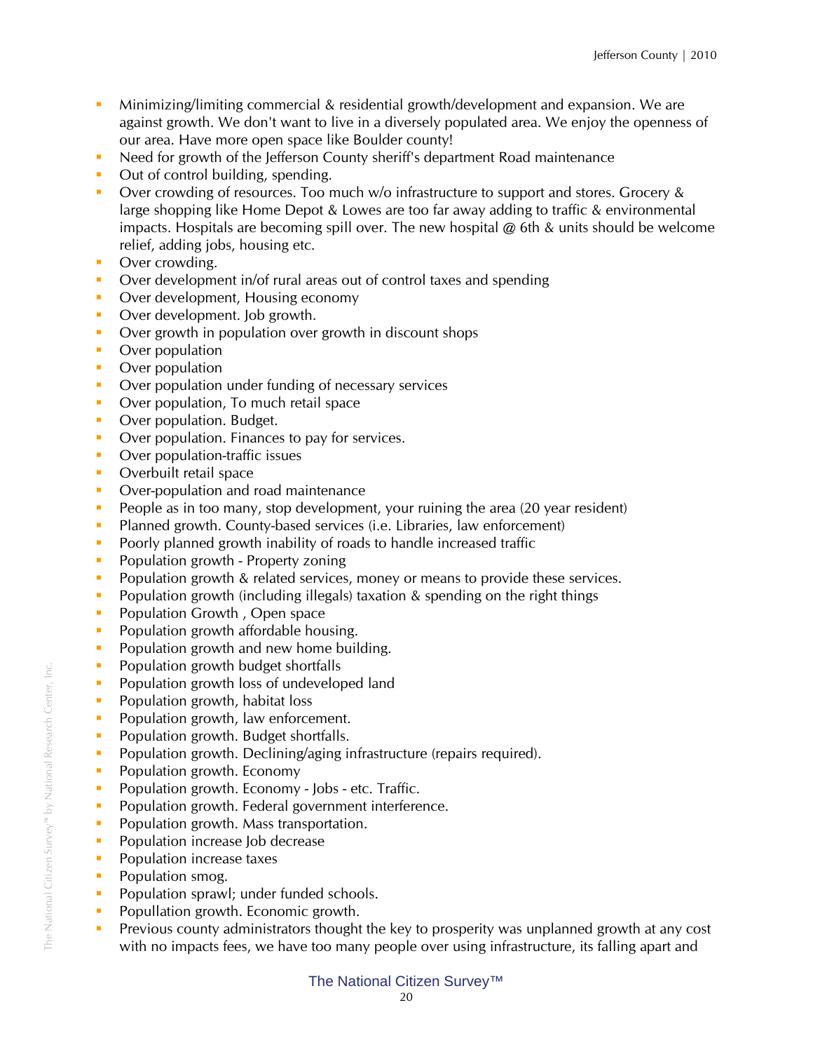- Minimizing/limiting commercial & residential growth/development and expansion. We are against growth. We don't want to live in a diversely populated area. We enjoy the openness of our area. Have more open space like Boulder county!
- Need for growth of the Jefferson County sheriff's department Road maintenance
- Out of control building, spending.
- Over crowding of resources. Too much w/o infrastructure to support and stores. Grocery & large shopping like Home Depot & Lowes are too far away adding to traffic & environmental impacts. Hospitals are becoming spill over. The new hospital @ 6th & units should be welcome relief, adding jobs, housing etc.
- Over crowding.
- Over development in/of rural areas out of control taxes and spending
- Over development, Housing economy
- Over development. Job growth.
- Over growth in population over growth in discount shops
- Over population
- Over population
- Over population under funding of necessary services
- Over population, To much retail space
- Over population. Budget.
- Over population. Finances to pay for services.
- Over population-traffic issues
- Overbuilt retail space
- Over-population and road maintenance
- People as in too many, stop development, your ruining the area (20 year resident)
- Planned growth. County-based services (i.e. Libraries, law enforcement)
- Poorly planned growth inability of roads to handle increased traffic
- Population growth - Property zoning
- Population growth & related services, money or means to provide these services.
- Population growth (including illegals) taxation & spending on the right things
- Population Growth , Open space
- Population growth affordable housing.
- Population growth and new home building.
- Population growth budget shortfalls
- Population growth loss of undeveloped land
- Population growth, habitat loss
- Population growth, law enforcement.
- Population growth. Budget shortfalls.
- Population growth. Declining/aging infrastructure (repairs required).
- Population growth. Economy
- Population growth. Economy - Jobs - etc. Traffic.
- Population growth. Federal government interference.
- Population growth. Mass transportation.
- Population increase Job decrease
- Population increase taxes
- Population smog.
- Population sprawl; under funded schools.
- Popullation growth. Economic growth.
- Previous county administrators thought the key to prosperity was unplanned growth at any cost with no impacts fees, we have too many people over using infrastructure, its falling apart and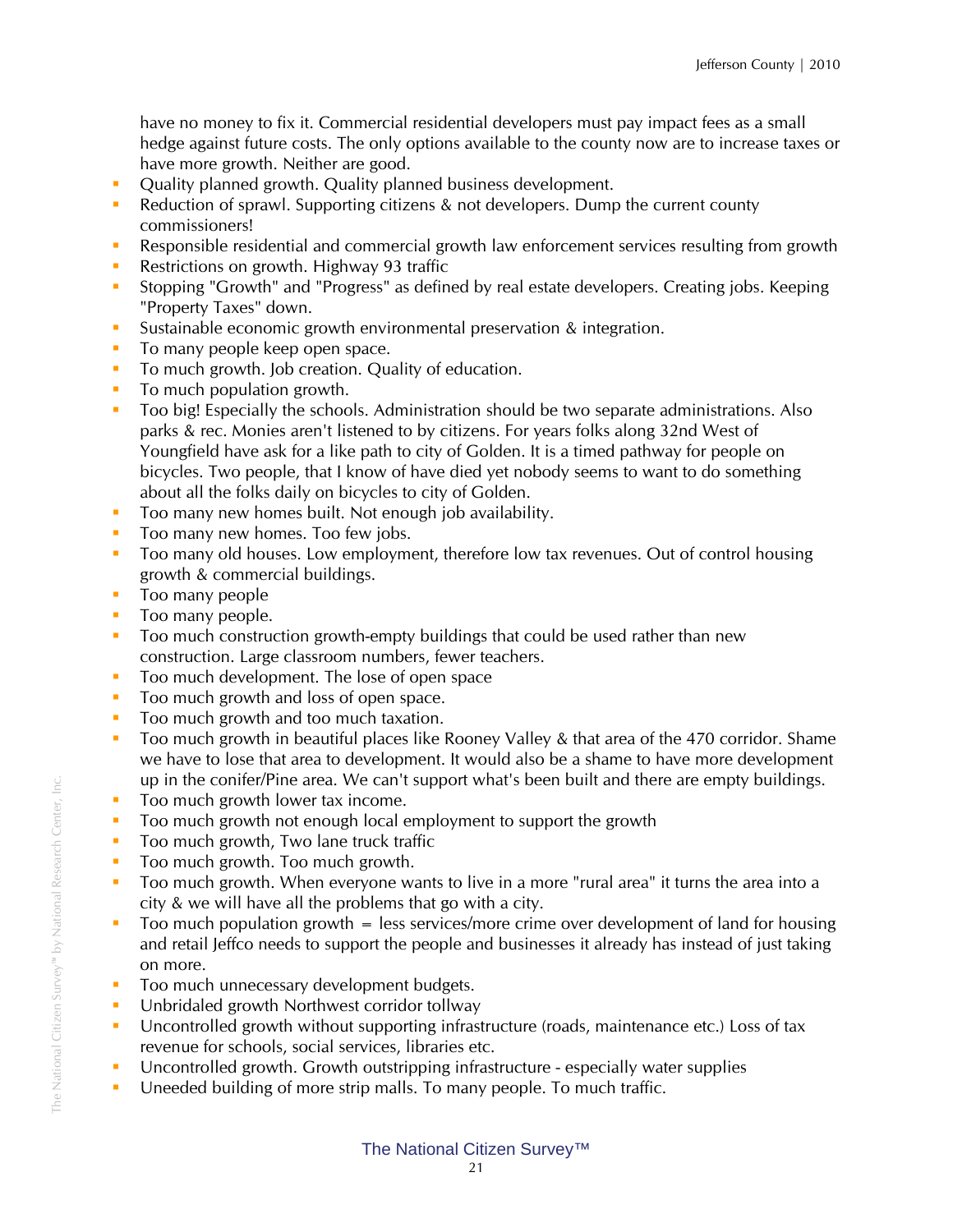have no money to fix it. Commercial residential developers must pay impact fees as a small hedge against future costs. The only options available to the county now are to increase taxes or have more growth. Neither are good.

- Quality planned growth. Quality planned business development.
- Reduction of sprawl. Supporting citizens & not developers. Dump the current county commissioners!
- Responsible residential and commercial growth law enforcement services resulting from growth
- Restrictions on growth. Highway 93 traffic
- Stopping "Growth" and "Progress" as defined by real estate developers. Creating jobs. Keeping "Property Taxes" down.
- Sustainable economic growth environmental preservation & integration.
- To many people keep open space.
- To much growth. Job creation. Quality of education.
- To much population growth.
- Too big! Especially the schools. Administration should be two separate administrations. Also parks & rec. Monies aren't listened to by citizens. For years folks along 32nd West of Youngfield have ask for a like path to city of Golden. It is a timed pathway for people on bicycles. Two people, that I know of have died yet nobody seems to want to do something about all the folks daily on bicycles to city of Golden.
- Too many new homes built. Not enough job availability.
- Too many new homes. Too few jobs.
- Too many old houses. Low employment, therefore low tax revenues. Out of control housing growth & commercial buildings.
- Too many people
- Too many people.
- Too much construction growth-empty buildings that could be used rather than new construction. Large classroom numbers, fewer teachers.
- Too much development. The lose of open space
- Too much growth and loss of open space.
- Too much growth and too much taxation.
- Too much growth in beautiful places like Rooney Valley & that area of the 470 corridor. Shame we have to lose that area to development. It would also be a shame to have more development up in the conifer/Pine area. We can't support what's been built and there are empty buildings.
- Too much growth lower tax income.
- Too much growth not enough local employment to support the growth
- Too much growth, Two lane truck traffic
- Too much growth. Too much growth.
- Too much growth. When everyone wants to live in a more "rural area" it turns the area into a city & we will have all the problems that go with a city.
- Too much population growth = less services/more crime over development of land for housing and retail Jeffco needs to support the people and businesses it already has instead of just taking on more.
- Too much unnecessary development budgets.
- Unbridaled growth Northwest corridor tollway
- Uncontrolled growth without supporting infrastructure (roads, maintenance etc.) Loss of tax revenue for schools, social services, libraries etc.
- Uncontrolled growth. Growth outstripping infrastructure - especially water supplies
- Uneeded building of more strip malls. To many people. To much traffic.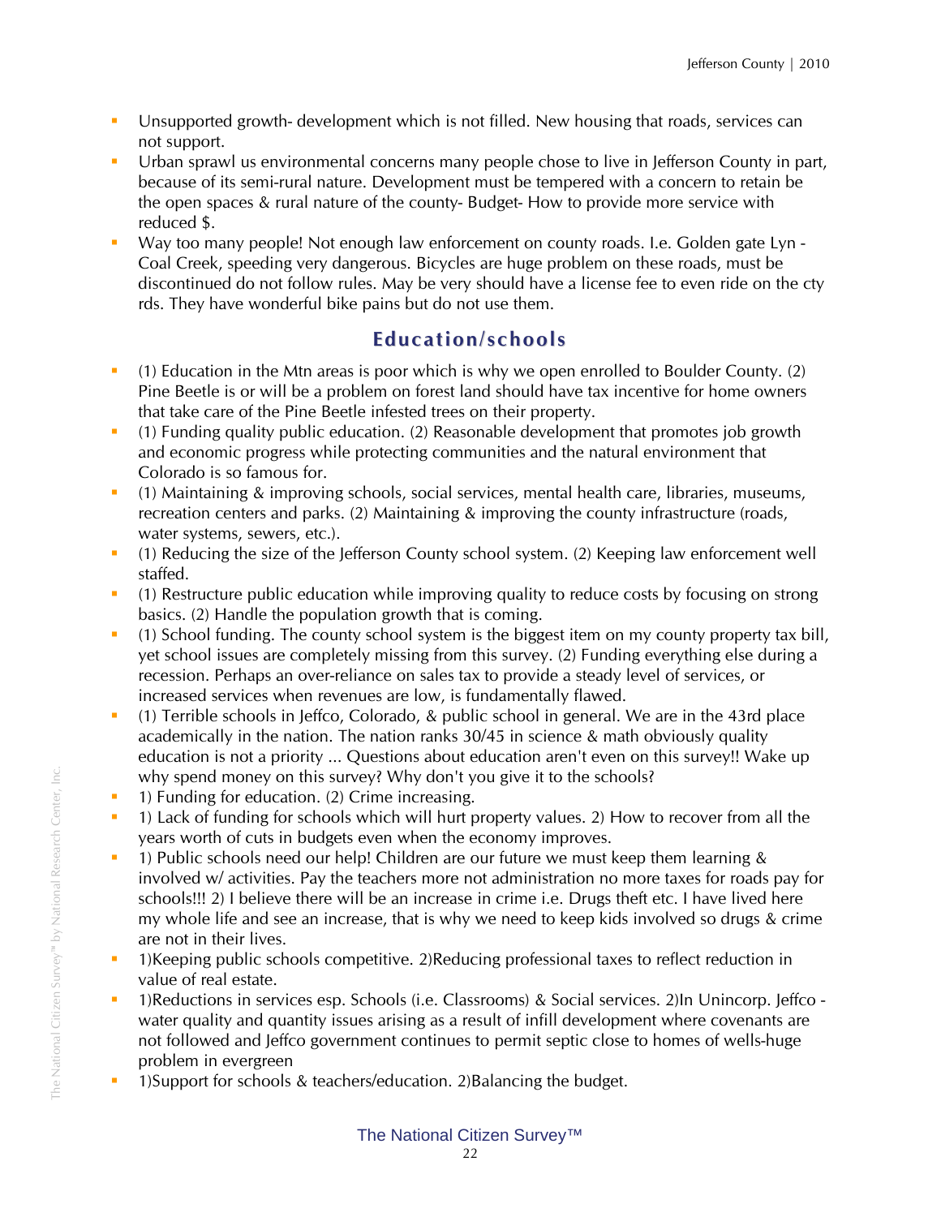- Unsupported growth- development which is not filled. New housing that roads, services can not support.
- Urban sprawl us environmental concerns many people chose to live in Jefferson County in part, because of its semi-rural nature. Development must be tempered with a concern to retain be the open spaces & rural nature of the county- Budget- How to provide more service with reduced $.
- Way too many people! Not enough law enforcement on county roads. I.e. Golden gate Lyn - Coal Creek, speeding very dangerous. Bicycles are huge problem on these roads, must be discontinued do not follow rules. May be very should have a license fee to even ride on the cty rds. They have wonderful bike pains but do not use them.

## Education/schools

- (1) Education in the Mtn areas is poor which is why we open enrolled to Boulder County. (2) Pine Beetle is or will be a problem on forest land should have tax incentive for home owners that take care of the Pine Beetle infested trees on their property.
- (1) Funding quality public education. (2) Reasonable development that promotes job growth and economic progress while protecting communities and the natural environment that Colorado is so famous for.
- (1) Maintaining & improving schools, social services, mental health care, libraries, museums, recreation centers and parks. (2) Maintaining & improving the county infrastructure (roads, water systems, sewers, etc.).
- (1) Reducing the size of the Jefferson County school system. (2) Keeping law enforcement well staffed.
- (1) Restructure public education while improving quality to reduce costs by focusing on strong basics. (2) Handle the population growth that is coming.
- (1) School funding. The county school system is the biggest item on my county property tax bill, yet school issues are completely missing from this survey. (2) Funding everything else during a recession. Perhaps an over-reliance on sales tax to provide a steady level of services, or increased services when revenues are low, is fundamentally flawed.
- (1) Terrible schools in Jeffco, Colorado, & public school in general. We are in the 43rd place academically in the nation. The nation ranks 30/45 in science & math obviously quality education is not a priority ... Questions about education aren't even on this survey!! Wake up why spend money on this survey? Why don't you give it to the schools?
- 1) Funding for education. (2) Crime increasing.
- 1) Lack of funding for schools which will hurt property values. 2) How to recover from all the years worth of cuts in budgets even when the economy improves.
- 1) Public schools need our help! Children are our future we must keep them learning & involved w/ activities. Pay the teachers more not administration no more taxes for roads pay for schools!!! 2) I believe there will be an increase in crime i.e. Drugs theft etc. I have lived here my whole life and see an increase, that is why we need to keep kids involved so drugs & crime are not in their lives.
- 1)Keeping public schools competitive. 2)Reducing professional taxes to reflect reduction in value of real estate.
- 1)Reductions in services esp. Schools (i.e. Classrooms) & Social services. 2)In Unincorp. Jeffco - water quality and quantity issues arising as a result of infill development where covenants are not followed and Jeffco government continues to permit septic close to homes of wells-huge problem in evergreen
- 1)Support for schools & teachers/education. 2)Balancing the budget.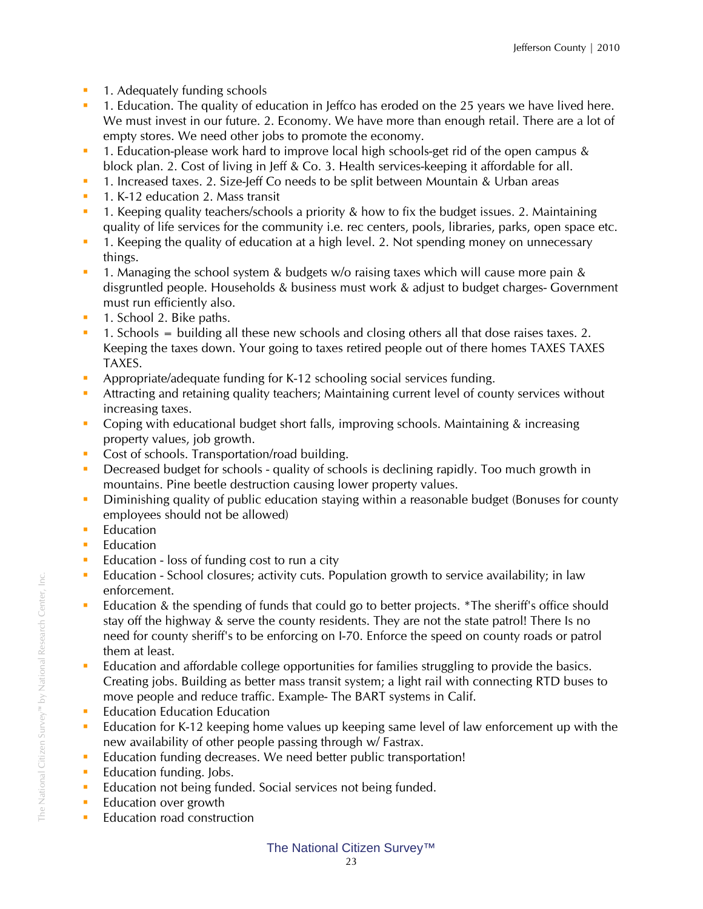- 1. Adequately funding schools
- 1. Education. The quality of education in Jeffco has eroded on the 25 years we have lived here. We must invest in our future. 2. Economy. We have more than enough retail. There are a lot of empty stores. We need other jobs to promote the economy.
- 1. Education-please work hard to improve local high schools-get rid of the open campus & block plan. 2. Cost of living in Jeff & Co. 3. Health services-keeping it affordable for all.
- 1. Increased taxes. 2. Size-Jeff Co needs to be split between Mountain & Urban areas
- 1. K-12 education 2. Mass transit
- 1. Keeping quality teachers/schools a priority & how to fix the budget issues. 2. Maintaining quality of life services for the community i.e. rec centers, pools, libraries, parks, open space etc.
- 1. Keeping the quality of education at a high level. 2. Not spending money on unnecessary things.
- 1. Managing the school system & budgets w/o raising taxes which will cause more pain & disgruntled people. Households & business must work & adjust to budget charges- Government must run efficiently also.
- 1. School 2. Bike paths.
- 1. Schools = building all these new schools and closing others all that dose raises taxes. 2. Keeping the taxes down. Your going to taxes retired people out of there homes TAXES TAXES TAXES.
- Appropriate/adequate funding for K-12 schooling social services funding.
- Attracting and retaining quality teachers; Maintaining current level of county services without increasing taxes.
- Coping with educational budget short falls, improving schools. Maintaining & increasing property values, job growth.
- Cost of schools. Transportation/road building.
- Decreased budget for schools - quality of schools is declining rapidly. Too much growth in mountains. Pine beetle destruction causing lower property values.
- Diminishing quality of public education staying within a reasonable budget (Bonuses for county employees should not be allowed)
- Education
- Education
- Education - loss of funding cost to run a city
- Education - School closures; activity cuts. Population growth to service availability; in law enforcement.
- Education & the spending of funds that could go to better projects. *The sheriff's office should stay off the highway & serve the county residents. They are not the state patrol! There Is no need for county sheriff's to be enforcing on I-70. Enforce the speed on county roads or patrol them at least.
- Education and affordable college opportunities for families struggling to provide the basics. Creating jobs. Building as better mass transit system; a light rail with connecting RTD buses to move people and reduce traffic. Example- The BART systems in Calif.
- Education Education Education
- Education for K-12 keeping home values up keeping same level of law enforcement up with the new availability of other people passing through w/ Fastrax.
- Education funding decreases. We need better public transportation!
- Education funding. Jobs.
- Education not being funded. Social services not being funded.
- Education over growth
- Education road construction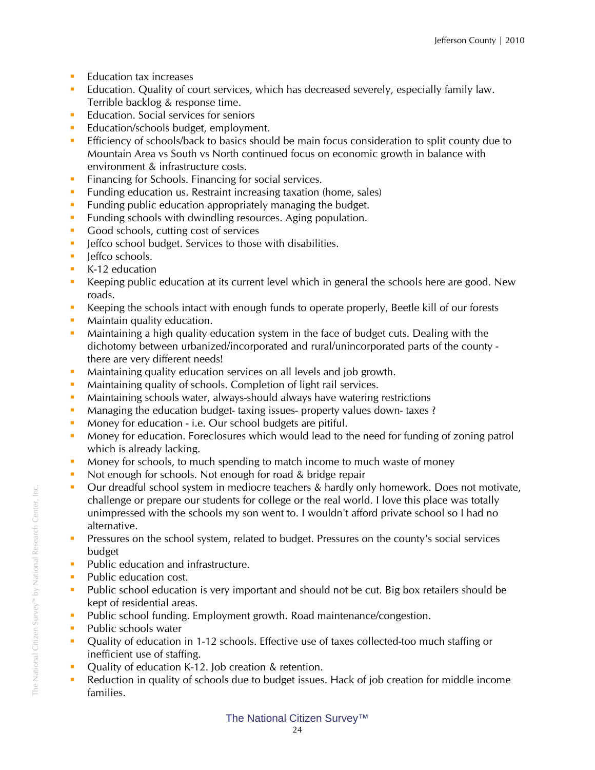- Education tax increases
- Education. Quality of court services, which has decreased severely, especially family law. Terrible backlog & response time.
- Education. Social services for seniors
- Education/schools budget, employment.
- Efficiency of schools/back to basics should be main focus consideration to split county due to Mountain Area vs South vs North continued focus on economic growth in balance with environment & infrastructure costs.
- Financing for Schools. Financing for social services.
- Funding education us. Restraint increasing taxation (home, sales)
- Funding public education appropriately managing the budget.
- Funding schools with dwindling resources. Aging population.
- Good schools, cutting cost of services
- Jeffco school budget. Services to those with disabilities.
- Jeffco schools.
- K-12 education
- Keeping public education at its current level which in general the schools here are good. New roads.
- Keeping the schools intact with enough funds to operate properly, Beetle kill of our forests
- Maintain quality education.
- Maintaining a high quality education system in the face of budget cuts. Dealing with the dichotomy between urbanized/incorporated and rural/unincorporated parts of the county - there are very different needs!
- Maintaining quality education services on all levels and job growth.
- Maintaining quality of schools. Completion of light rail services.
- Maintaining schools water, always-should always have watering restrictions
- Managing the education budget- taxing issues- property values down- taxes ?
- Money for education - i.e. Our school budgets are pitiful.
- Money for education. Foreclosures which would lead to the need for funding of zoning patrol which is already lacking.
- Money for schools, to much spending to match income to much waste of money
- Not enough for schools. Not enough for road & bridge repair
- Our dreadful school system in mediocre teachers & hardly only homework. Does not motivate, challenge or prepare our students for college or the real world. I love this place was totally unimpressed with the schools my son went to. I wouldn't afford private school so I had no alternative.
- Pressures on the school system, related to budget. Pressures on the county's social services budget
- Public education and infrastructure.
- Public education cost.
- Public school education is very important and should not be cut. Big box retailers should be kept of residential areas.
- Public school funding. Employment growth. Road maintenance/congestion.
- Public schools water
- Quality of education in 1-12 schools. Effective use of taxes collected-too much staffing or inefficient use of staffing.
- Quality of education K-12. Job creation & retention.
- Reduction in quality of schools due to budget issues. Hack of job creation for middle income families.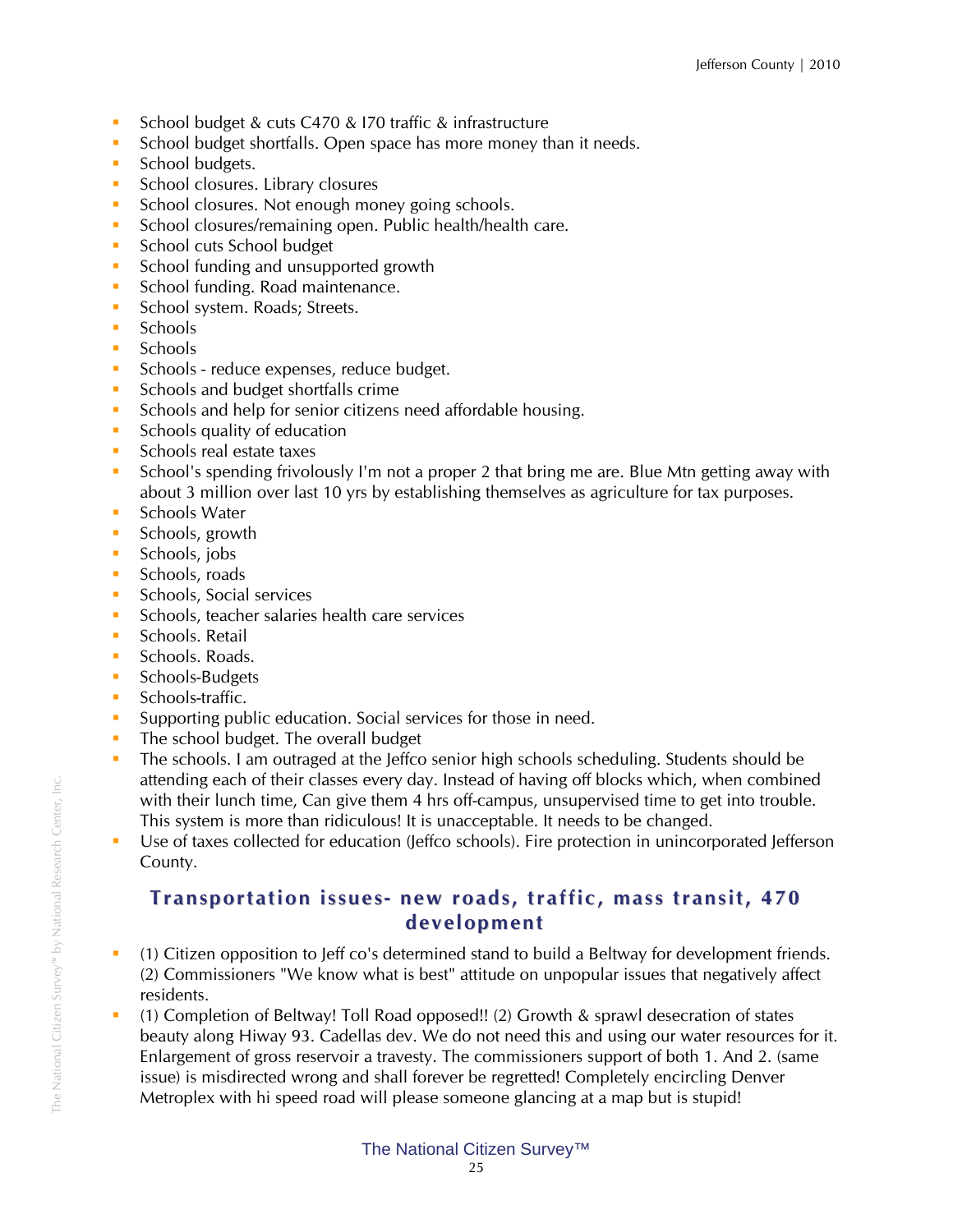- School budget & cuts C470 & I70 traffic & infrastructure
- School budget shortfalls. Open space has more money than it needs.
- School budgets.
- School closures. Library closures
- School closures. Not enough money going schools.
- School closures/remaining open. Public health/health care.
- School cuts School budget
- School funding and unsupported growth
- School funding. Road maintenance.
- School system. Roads; Streets.
- Schools
- Schools
- Schools - reduce expenses, reduce budget.
- Schools and budget shortfalls crime
- Schools and help for senior citizens need affordable housing.
- Schools quality of education
- Schools real estate taxes
- School's spending frivolously I'm not a proper 2 that bring me are. Blue Mtn getting away with about 3 million over last 10 yrs by establishing themselves as agriculture for tax purposes.
- Schools Water
- Schools, growth
- Schools, jobs
- Schools, roads
- Schools, Social services
- Schools, teacher salaries health care services
- Schools. Retail
- Schools. Roads.
- Schools-Budgets
- Schools-traffic.
- Supporting public education. Social services for those in need.
- The school budget. The overall budget
- The schools. I am outraged at the Jeffco senior high schools scheduling. Students should be attending each of their classes every day. Instead of having off blocks which, when combined with their lunch time, Can give them 4 hrs off-campus, unsupervised time to get into trouble. This system is more than ridiculous! It is unacceptable. It needs to be changed.
- Use of taxes collected for education (Jeffco schools). Fire protection in unincorporated Jefferson County.

## Transportation issues- new roads, traffic, mass transit, 470 development

- (1) Citizen opposition to Jeff co's determined stand to build a Beltway for development friends. (2) Commissioners "We know what is best" attitude on unpopular issues that negatively affect residents.
- (1) Completion of Beltway! Toll Road opposed!! (2) Growth & sprawl desecration of states beauty along Hiway 93. Cadellas dev. We do not need this and using our water resources for it. Enlargement of gross reservoir a travesty. The commissioners support of both 1. And 2. (same issue) is misdirected wrong and shall forever be regretted! Completely encircling Denver Metroplex with hi speed road will please someone glancing at a map but is stupid!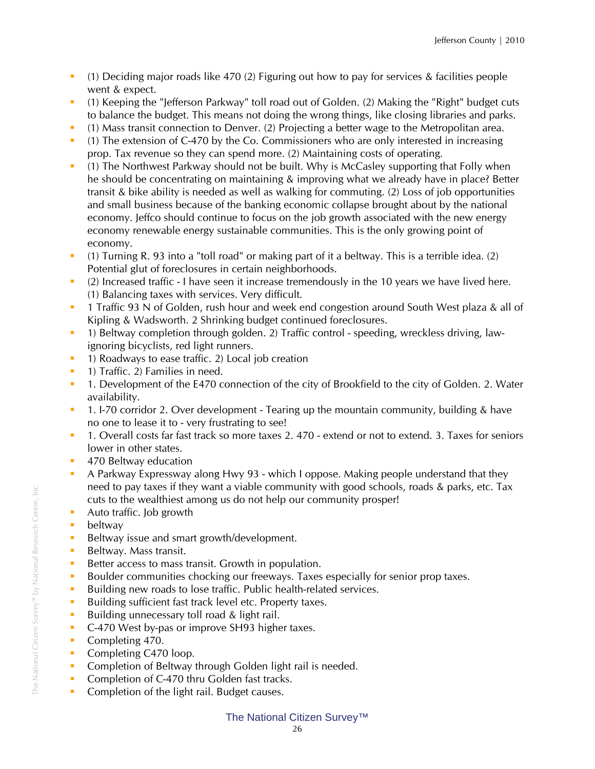- (1) Deciding major roads like 470 (2) Figuring out how to pay for services & facilities people went & expect.
- (1) Keeping the "Jefferson Parkway" toll road out of Golden. (2) Making the "Right" budget cuts to balance the budget. This means not doing the wrong things, like closing libraries and parks.
- (1) Mass transit connection to Denver. (2) Projecting a better wage to the Metropolitan area.
- (1) The extension of C-470 by the Co. Commissioners who are only interested in increasing prop. Tax revenue so they can spend more. (2) Maintaining costs of operating.
- (1) The Northwest Parkway should not be built. Why is McCasley supporting that Folly when he should be concentrating on maintaining & improving what we already have in place? Better transit & bike ability is needed as well as walking for commuting. (2) Loss of job opportunities and small business because of the banking economic collapse brought about by the national economy. Jeffco should continue to focus on the job growth associated with the new energy economy renewable energy sustainable communities. This is the only growing point of economy.
- (1) Turning R. 93 into a "toll road" or making part of it a beltway. This is a terrible idea. (2) Potential glut of foreclosures in certain neighborhoods.
- (2) Increased traffic - I have seen it increase tremendously in the 10 years we have lived here. (1) Balancing taxes with services. Very difficult.
- 1 Traffic 93 N of Golden, rush hour and week end congestion around South West plaza & all of Kipling & Wadsworth. 2 Shrinking budget continued foreclosures.
- 1) Beltway completion through golden. 2) Traffic control - speeding, wreckless driving, law-ignoring bicyclists, red light runners.
- 1) Roadways to ease traffic. 2) Local job creation
- 1) Traffic. 2) Families in need.
- 1. Development of the E470 connection of the city of Brookfield to the city of Golden. 2. Water availability.
- 1. I-70 corridor 2. Over development - Tearing up the mountain community, building & have no one to lease it to - very frustrating to see!
- 1. Overall costs far fast track so more taxes 2. 470 - extend or not to extend. 3. Taxes for seniors lower in other states.
- 470 Beltway education
- A Parkway Expressway along Hwy 93 - which I oppose. Making people understand that they need to pay taxes if they want a viable community with good schools, roads & parks, etc. Tax cuts to the wealthiest among us do not help our community prosper!
- Auto traffic. Job growth
- beltway
- Beltway issue and smart growth/development.
- Beltway. Mass transit.
- Better access to mass transit. Growth in population.
- Boulder communities chocking our freeways. Taxes especially for senior prop taxes.
- Building new roads to lose traffic. Public health-related services.
- Building sufficient fast track level etc. Property taxes.
- Building unnecessary toll road & light rail.
- C-470 West by-pas or improve SH93 higher taxes.
- Completing 470.
- Completing C470 loop.
- Completion of Beltway through Golden light rail is needed.
- Completion of C-470 thru Golden fast tracks.
- Completion of the light rail. Budget causes.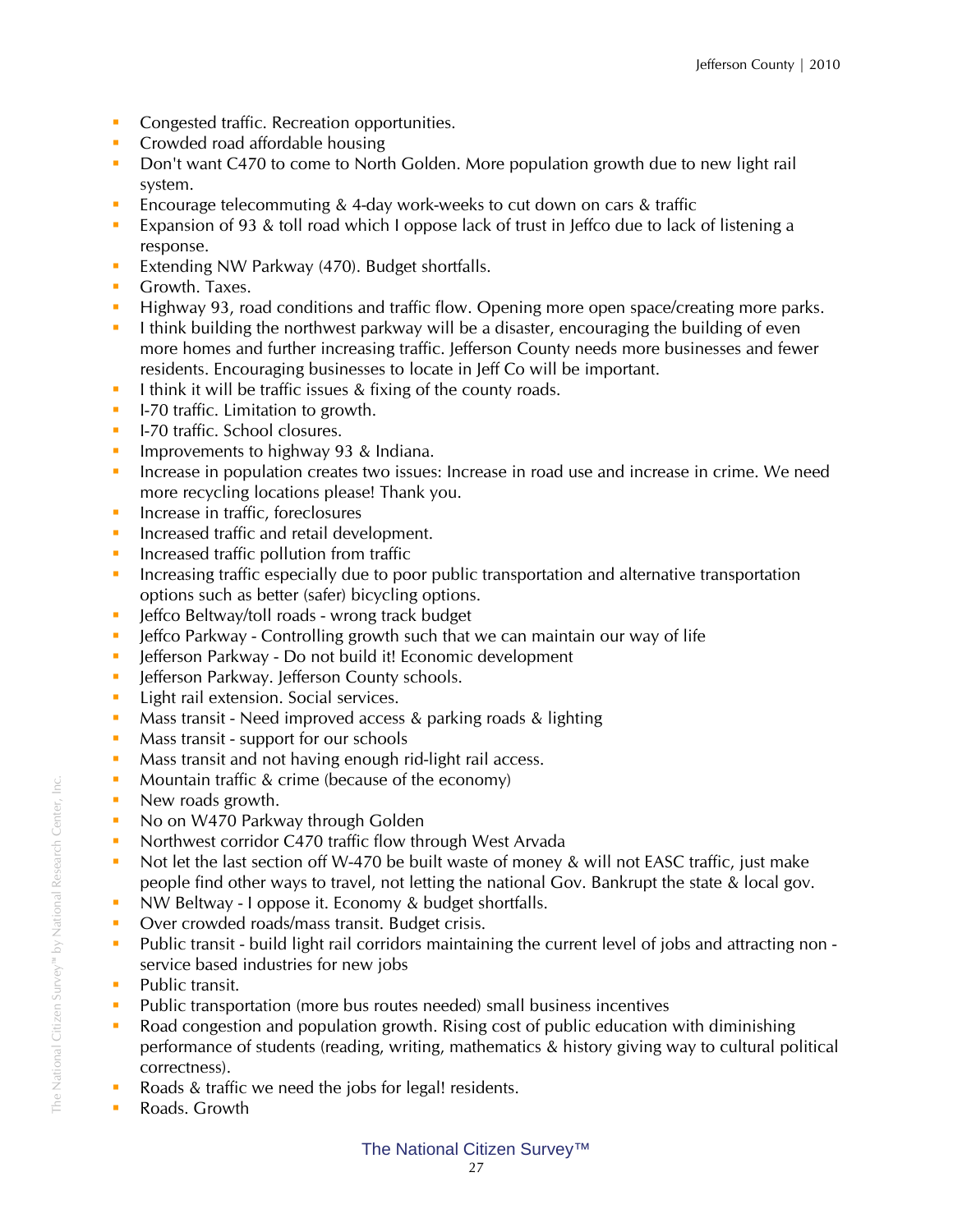- Congested traffic. Recreation opportunities.
- Crowded road affordable housing
- Don't want C470 to come to North Golden. More population growth due to new light rail system.
- Encourage telecommuting & 4-day work-weeks to cut down on cars & traffic
- Expansion of 93 & toll road which I oppose lack of trust in Jeffco due to lack of listening a response.
- Extending NW Parkway (470). Budget shortfalls.
- Growth. Taxes.
- Highway 93, road conditions and traffic flow. Opening more open space/creating more parks.
- I think building the northwest parkway will be a disaster, encouraging the building of even more homes and further increasing traffic. Jefferson County needs more businesses and fewer residents. Encouraging businesses to locate in Jeff Co will be important.
- I think it will be traffic issues & fixing of the county roads.
- I-70 traffic. Limitation to growth.
- I-70 traffic. School closures.
- Improvements to highway 93 & Indiana.
- Increase in population creates two issues: Increase in road use and increase in crime. We need more recycling locations please! Thank you.
- Increase in traffic, foreclosures
- Increased traffic and retail development.
- Increased traffic pollution from traffic
- Increasing traffic especially due to poor public transportation and alternative transportation options such as better (safer) bicycling options.
- Jeffco Beltway/toll roads - wrong track budget
- Jeffco Parkway - Controlling growth such that we can maintain our way of life
- Jefferson Parkway - Do not build it! Economic development
- Jefferson Parkway. Jefferson County schools.
- Light rail extension. Social services.
- Mass transit - Need improved access & parking roads & lighting
- Mass transit - support for our schools
- Mass transit and not having enough rid-light rail access.
- Mountain traffic & crime (because of the economy)
- New roads growth.
- No on W470 Parkway through Golden
- Northwest corridor C470 traffic flow through West Arvada
- Not let the last section off W-470 be built waste of money & will not EASC traffic, just make people find other ways to travel, not letting the national Gov. Bankrupt the state & local gov.
- NW Beltway - I oppose it. Economy & budget shortfalls.
- Over crowded roads/mass transit. Budget crisis.
- Public transit - build light rail corridors maintaining the current level of jobs and attracting non - service based industries for new jobs
- Public transit.
- Public transportation (more bus routes needed) small business incentives
- Road congestion and population growth. Rising cost of public education with diminishing performance of students (reading, writing, mathematics & history giving way to cultural political correctness).
- Roads & traffic we need the jobs for legal! residents.
- Roads. Growth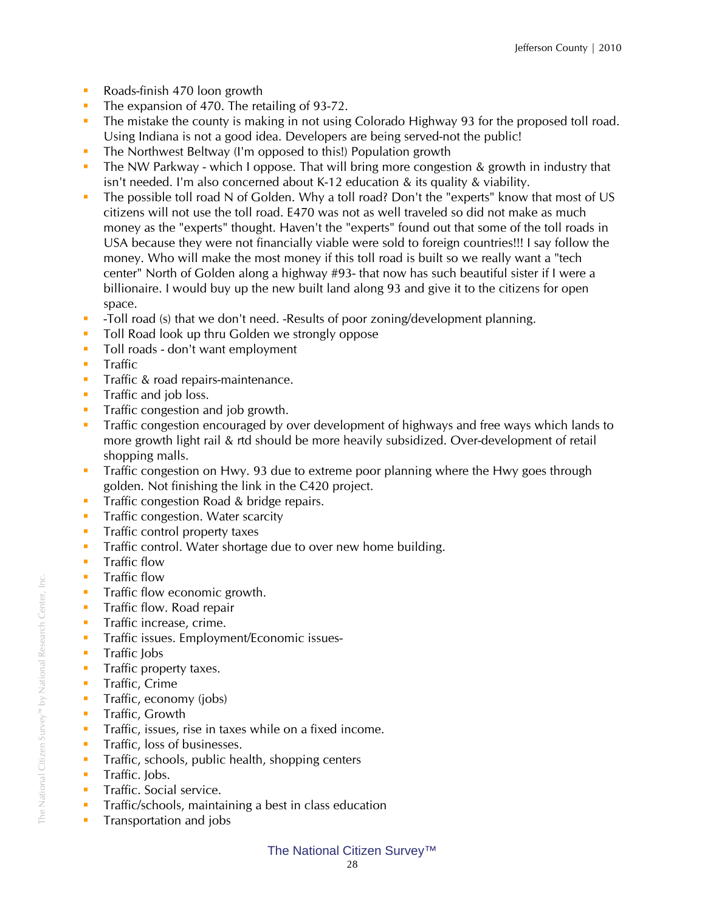- Roads-finish 470 loon growth
- The expansion of 470. The retailing of 93-72.
- The mistake the county is making in not using Colorado Highway 93 for the proposed toll road. Using Indiana is not a good idea. Developers are being served-not the public!
- The Northwest Beltway (I'm opposed to this!) Population growth
- The NW Parkway - which I oppose. That will bring more congestion & growth in industry that isn't needed. I'm also concerned about K-12 education & its quality & viability.
- The possible toll road N of Golden. Why a toll road? Don't the "experts" know that most of US citizens will not use the toll road. E470 was not as well traveled so did not make as much money as the "experts" thought. Haven't the "experts" found out that some of the toll roads in USA because they were not financially viable were sold to foreign countries!!! I say follow the money. Who will make the most money if this toll road is built so we really want a "tech center" North of Golden along a highway #93- that now has such beautiful sister if I were a billionaire. I would buy up the new built land along 93 and give it to the citizens for open space.
- -Toll road (s) that we don't need. -Results of poor zoning/development planning.
- Toll Road look up thru Golden we strongly oppose
- Toll roads - don't want employment
- Traffic
- Traffic & road repairs-maintenance.
- Traffic and job loss.
- Traffic congestion and job growth.
- Traffic congestion encouraged by over development of highways and free ways which lands to more growth light rail & rtd should be more heavily subsidized. Over-development of retail shopping malls.
- Traffic congestion on Hwy. 93 due to extreme poor planning where the Hwy goes through golden. Not finishing the link in the C420 project.
- Traffic congestion Road & bridge repairs.
- Traffic congestion. Water scarcity
- Traffic control property taxes
- Traffic control. Water shortage due to over new home building.
- Traffic flow
- Traffic flow
- Traffic flow economic growth.
- Traffic flow. Road repair
- Traffic increase, crime.
- Traffic issues. Employment/Economic issues-
- Traffic Jobs
- Traffic property taxes.
- Traffic, Crime
- Traffic, economy (jobs)
- Traffic, Growth
- Traffic, issues, rise in taxes while on a fixed income.
- Traffic, loss of businesses.
- Traffic, schools, public health, shopping centers
- Traffic. Jobs.
- Traffic. Social service.
- Traffic/schools, maintaining a best in class education
- Transportation and jobs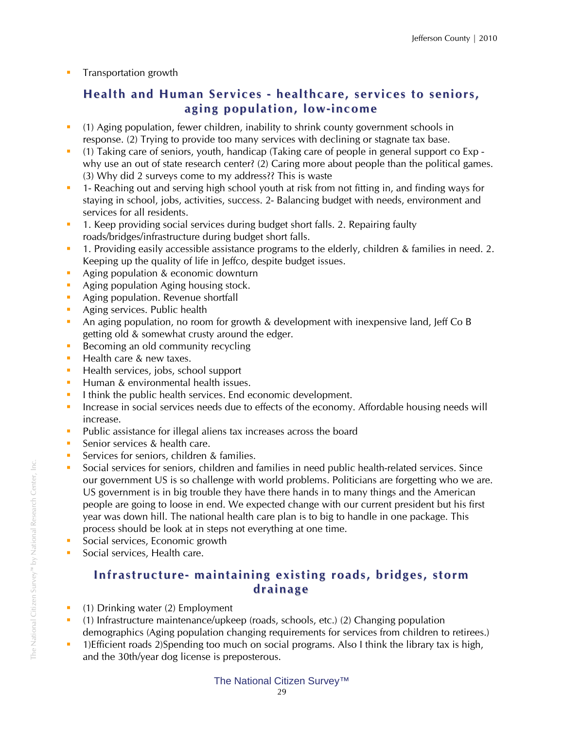- Transportation growth

## Health and Human Services - healthcare, services to seniors, aging population, low-income

- (1) Aging population, fewer children, inability to shrink county government schools in response. (2) Trying to provide too many services with declining or stagnate tax base.
- (1) Taking care of seniors, youth, handicap (Taking care of people in general support co Exp - why use an out of state research center? (2) Caring more about people than the political games. (3) Why did 2 surveys come to my address?? This is waste
- 1- Reaching out and serving high school youth at risk from not fitting in, and finding ways for staying in school, jobs, activities, success. 2- Balancing budget with needs, environment and services for all residents.
- 1. Keep providing social services during budget short falls. 2. Repairing faulty roads/bridges/infrastructure during budget short falls.
- 1. Providing easily accessible assistance programs to the elderly, children & families in need. 2. Keeping up the quality of life in Jeffco, despite budget issues.
- Aging population & economic downturn
- Aging population Aging housing stock.
- Aging population. Revenue shortfall
- Aging services. Public health
- An aging population, no room for growth & development with inexpensive land, Jeff Co B getting old & somewhat crusty around the edger.
- Becoming an old community recycling
- Health care & new taxes.
- Health services, jobs, school support
- Human & environmental health issues.
- I think the public health services. End economic development.
- Increase in social services needs due to effects of the economy. Affordable housing needs will increase.
- Public assistance for illegal aliens tax increases across the board
- Senior services & health care.
- Services for seniors, children & families.
- Social services for seniors, children and families in need public health-related services. Since our government US is so challenge with world problems. Politicians are forgetting who we are. US government is in big trouble they have there hands in to many things and the American people are going to loose in end. We expected change with our current president but his first year was down hill. The national health care plan is to big to handle in one package. This process should be look at in steps not everything at one time.
- Social services, Economic growth
- Social services, Health care.

## Infrastructure- maintaining existing roads, bridges, storm drainage

- (1) Drinking water (2) Employment
- (1) Infrastructure maintenance/upkeep (roads, schools, etc.) (2) Changing population demographics (Aging population changing requirements for services from children to retirees.)
- 1)Efficient roads 2)Spending too much on social programs. Also I think the library tax is high, and the 30th/year dog license is preposterous.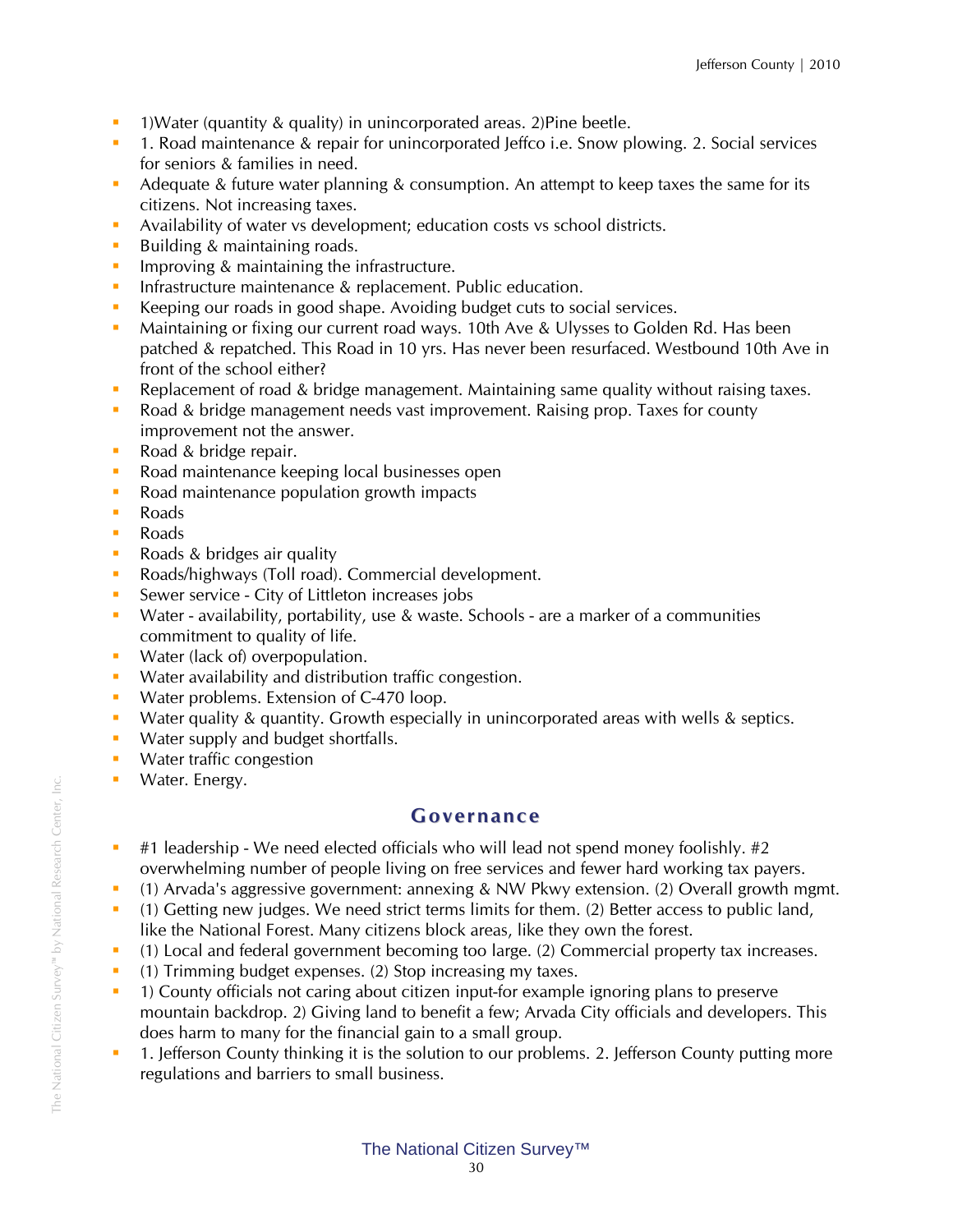- 1)Water (quantity & quality) in unincorporated areas. 2)Pine beetle.
- 1. Road maintenance & repair for unincorporated Jeffco i.e. Snow plowing. 2. Social services for seniors & families in need.
- Adequate & future water planning & consumption. An attempt to keep taxes the same for its citizens. Not increasing taxes.
- Availability of water vs development; education costs vs school districts.
- Building & maintaining roads.
- Improving & maintaining the infrastructure.
- Infrastructure maintenance & replacement. Public education.
- Keeping our roads in good shape. Avoiding budget cuts to social services.
- Maintaining or fixing our current road ways. 10th Ave & Ulysses to Golden Rd. Has been patched & repatched. This Road in 10 yrs. Has never been resurfaced. Westbound 10th Ave in front of the school either?
- Replacement of road & bridge management. Maintaining same quality without raising taxes.
- Road & bridge management needs vast improvement. Raising prop. Taxes for county improvement not the answer.
- Road & bridge repair.
- Road maintenance keeping local businesses open
- Road maintenance population growth impacts
- Roads
- Roads
- Roads & bridges air quality
- Roads/highways (Toll road). Commercial development.
- Sewer service - City of Littleton increases jobs
- Water - availability, portability, use & waste. Schools - are a marker of a communities commitment to quality of life.
- Water (lack of) overpopulation.
- Water availability and distribution traffic congestion.
- Water problems. Extension of C-470 loop.
- Water quality & quantity. Growth especially in unincorporated areas with wells & septics.
- Water supply and budget shortfalls.
- Water traffic congestion
- Water. Energy.

## Governance

- #1 leadership - We need elected officials who will lead not spend money foolishly. #2 overwhelming number of people living on free services and fewer hard working tax payers.
- (1) Arvada's aggressive government: annexing & NW Pkwy extension. (2) Overall growth mgmt.
- (1) Getting new judges. We need strict terms limits for them. (2) Better access to public land, like the National Forest. Many citizens block areas, like they own the forest.
- (1) Local and federal government becoming too large. (2) Commercial property tax increases.
- (1) Trimming budget expenses. (2) Stop increasing my taxes.
- 1) County officials not caring about citizen input-for example ignoring plans to preserve mountain backdrop. 2) Giving land to benefit a few; Arvada City officials and developers. This does harm to many for the financial gain to a small group.
- 1. Jefferson County thinking it is the solution to our problems. 2. Jefferson County putting more regulations and barriers to small business.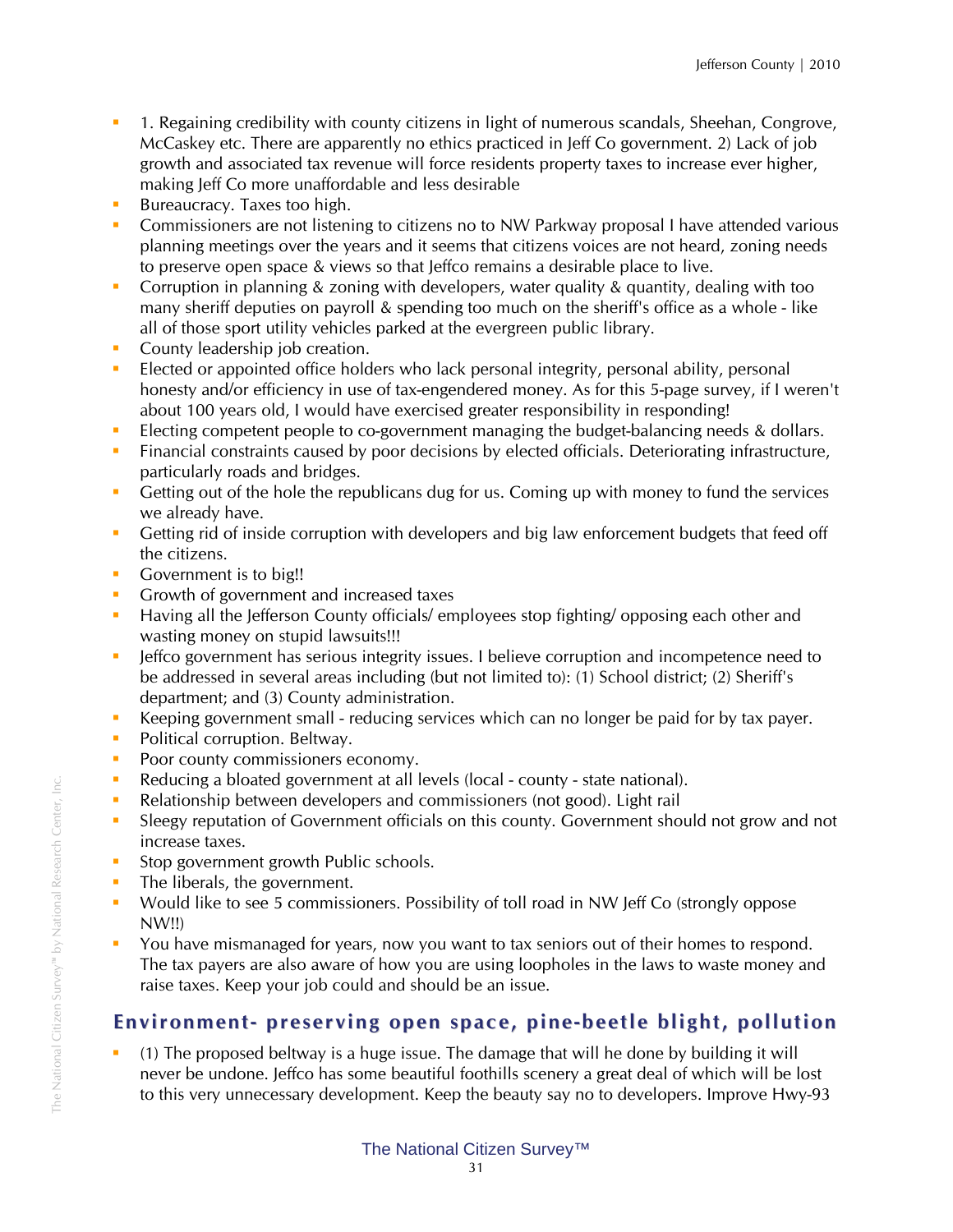- 1. Regaining credibility with county citizens in light of numerous scandals, Sheehan, Congrove, McCaskey etc. There are apparently no ethics practiced in Jeff Co government. 2) Lack of job growth and associated tax revenue will force residents property taxes to increase ever higher, making Jeff Co more unaffordable and less desirable
- Bureaucracy. Taxes too high.
- Commissioners are not listening to citizens no to NW Parkway proposal I have attended various planning meetings over the years and it seems that citizens voices are not heard, zoning needs to preserve open space & views so that Jeffco remains a desirable place to live.
- Corruption in planning & zoning with developers, water quality & quantity, dealing with too many sheriff deputies on payroll & spending too much on the sheriff's office as a whole - like all of those sport utility vehicles parked at the evergreen public library.
- County leadership job creation.
- Elected or appointed office holders who lack personal integrity, personal ability, personal honesty and/or efficiency in use of tax-engendered money. As for this 5-page survey, if I weren't about 100 years old, I would have exercised greater responsibility in responding!
- Electing competent people to co-government managing the budget-balancing needs & dollars.
- Financial constraints caused by poor decisions by elected officials. Deteriorating infrastructure, particularly roads and bridges.
- Getting out of the hole the republicans dug for us. Coming up with money to fund the services we already have.
- Getting rid of inside corruption with developers and big law enforcement budgets that feed off the citizens.
- Government is to big!!
- Growth of government and increased taxes
- Having all the Jefferson County officials/ employees stop fighting/ opposing each other and wasting money on stupid lawsuits!!!
- Jeffco government has serious integrity issues. I believe corruption and incompetence need to be addressed in several areas including (but not limited to): (1) School district; (2) Sheriff's department; and (3) County administration.
- Keeping government small - reducing services which can no longer be paid for by tax payer.
- Political corruption. Beltway.
- Poor county commissioners economy.
- Reducing a bloated government at all levels (local - county - state national).
- Relationship between developers and commissioners (not good). Light rail
- Sleegy reputation of Government officials on this county. Government should not grow and not increase taxes.
- Stop government growth Public schools.
- The liberals, the government.
- Would like to see 5 commissioners. Possibility of toll road in NW Jeff Co (strongly oppose NW!!)
- You have mismanaged for years, now you want to tax seniors out of their homes to respond. The tax payers are also aware of how you are using loopholes in the laws to waste money and raise taxes. Keep your job could and should be an issue.

## Environment- preserving open space, pine-beetle blight, pollution

- (1) The proposed beltway is a huge issue. The damage that will he done by building it will never be undone. Jeffco has some beautiful foothills scenery a great deal of which will be lost to this very unnecessary development. Keep the beauty say no to developers. Improve Hwy-93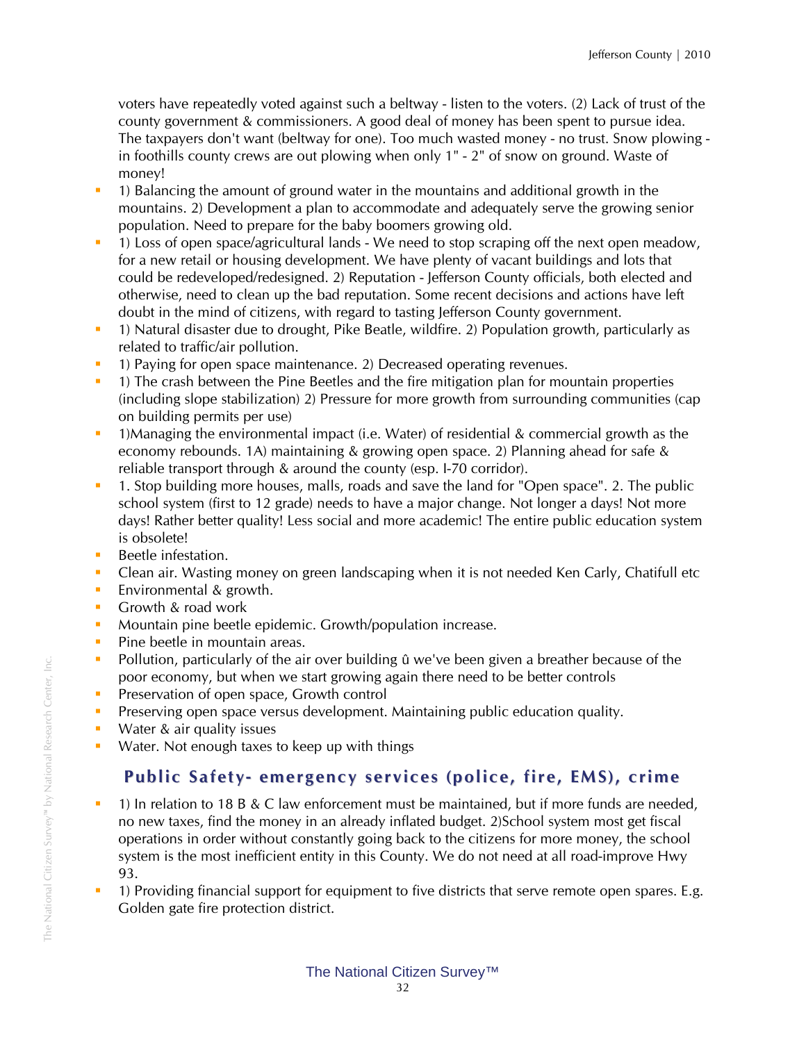voters have repeatedly voted against such a beltway - listen to the voters. (2) Lack of trust of the county government & commissioners. A good deal of money has been spent to pursue idea. The taxpayers don't want (beltway for one). Too much wasted money - no trust. Snow plowing - in foothills county crews are out plowing when only 1" - 2" of snow on ground. Waste of money!

- 1) Balancing the amount of ground water in the mountains and additional growth in the mountains. 2) Development a plan to accommodate and adequately serve the growing senior population. Need to prepare for the baby boomers growing old.
- 1) Loss of open space/agricultural lands - We need to stop scraping off the next open meadow, for a new retail or housing development. We have plenty of vacant buildings and lots that could be redeveloped/redesigned. 2) Reputation - Jefferson County officials, both elected and otherwise, need to clean up the bad reputation. Some recent decisions and actions have left doubt in the mind of citizens, with regard to tasting Jefferson County government.
- 1) Natural disaster due to drought, Pike Beatle, wildfire. 2) Population growth, particularly as related to traffic/air pollution.
- 1) Paying for open space maintenance. 2) Decreased operating revenues.
- 1) The crash between the Pine Beetles and the fire mitigation plan for mountain properties (including slope stabilization) 2) Pressure for more growth from surrounding communities (cap on building permits per use)
- 1)Managing the environmental impact (i.e. Water) of residential & commercial growth as the economy rebounds. 1A) maintaining & growing open space. 2) Planning ahead for safe & reliable transport through & around the county (esp. I-70 corridor).
- 1. Stop building more houses, malls, roads and save the land for "Open space". 2. The public school system (first to 12 grade) needs to have a major change. Not longer a days! Not more days! Rather better quality! Less social and more academic! The entire public education system is obsolete!
- Beetle infestation.
- Clean air. Wasting money on green landscaping when it is not needed Ken Carly, Chatifull etc
- Environmental & growth.
- Growth & road work
- Mountain pine beetle epidemic. Growth/population increase.
- Pine beetle in mountain areas.
- Pollution, particularly of the air over building û we've been given a breather because of the poor economy, but when we start growing again there need to be better controls
- Preservation of open space, Growth control
- Preserving open space versus development. Maintaining public education quality.
- Water & air quality issues
- Water. Not enough taxes to keep up with things

## Public Safety- emergency services (police, fire, EMS), crime

- 1) In relation to 18 B & C law enforcement must be maintained, but if more funds are needed, no new taxes, find the money in an already inflated budget. 2)School system most get fiscal operations in order without constantly going back to the citizens for more money, the school system is the most inefficient entity in this County. We do not need at all road-improve Hwy 93.
- 1) Providing financial support for equipment to five districts that serve remote open spares. E.g. Golden gate fire protection district.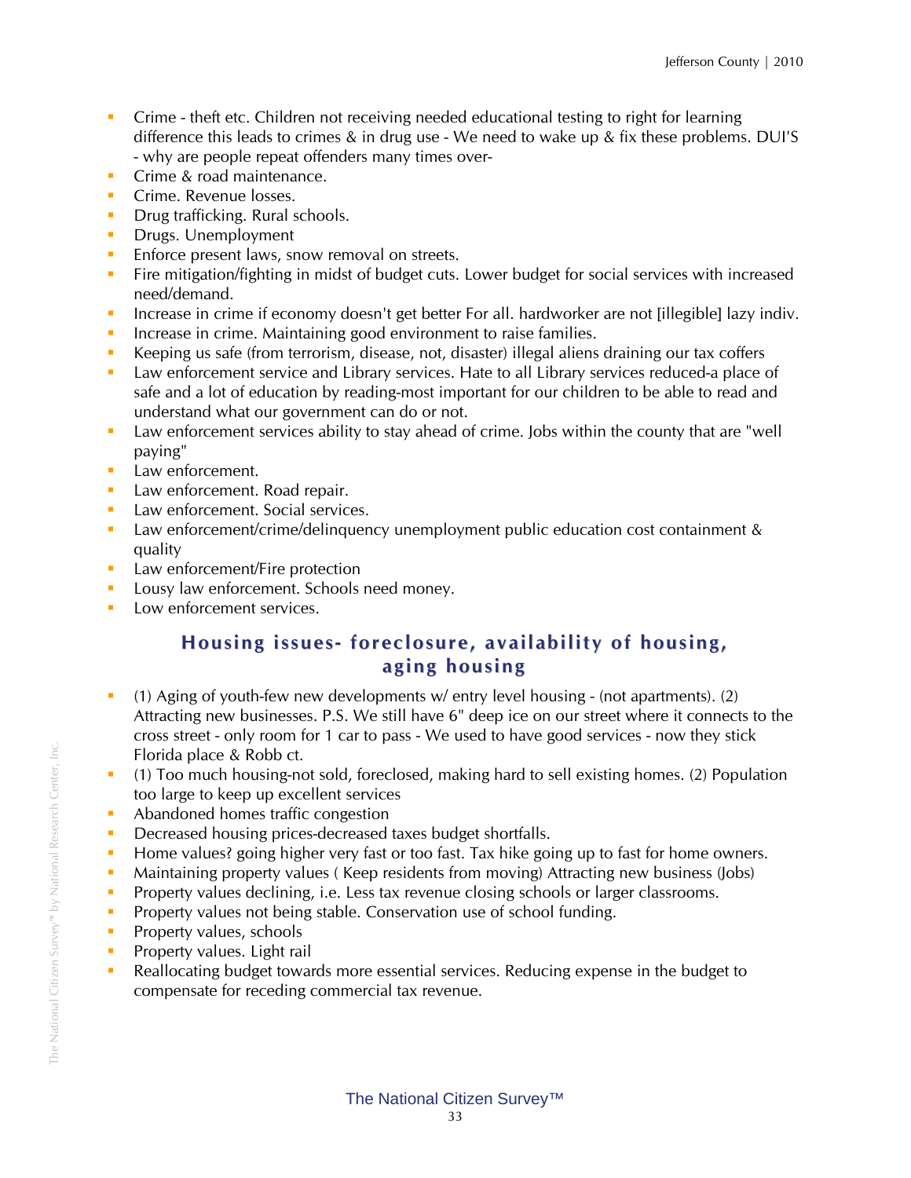- Crime - theft etc. Children not receiving needed educational testing to right for learning difference this leads to crimes & in drug use - We need to wake up & fix these problems. DUI'S - why are people repeat offenders many times over-
- Crime & road maintenance.
- Crime. Revenue losses.
- Drug trafficking. Rural schools.
- Drugs. Unemployment
- Enforce present laws, snow removal on streets.
- Fire mitigation/fighting in midst of budget cuts. Lower budget for social services with increased need/demand.
- Increase in crime if economy doesn't get better For all. hardworker are not [illegible] lazy indiv.
- Increase in crime. Maintaining good environment to raise families.
- Keeping us safe (from terrorism, disease, not, disaster) illegal aliens draining our tax coffers
- Law enforcement service and Library services. Hate to all Library services reduced-a place of safe and a lot of education by reading-most important for our children to be able to read and understand what our government can do or not.
- Law enforcement services ability to stay ahead of crime. Jobs within the county that are "well paying"
- Law enforcement.
- Law enforcement. Road repair.
- Law enforcement. Social services.
- Law enforcement/crime/delinquency unemployment public education cost containment & quality
- Law enforcement/Fire protection
- Lousy law enforcement. Schools need money.
- Low enforcement services.

## Housing issues- foreclosure, availability of housing, aging housing

- (1) Aging of youth-few new developments w/ entry level housing - (not apartments). (2) Attracting new businesses. P.S. We still have 6" deep ice on our street where it connects to the cross street - only room for 1 car to pass - We used to have good services - now they stick Florida place & Robb ct.
- (1) Too much housing-not sold, foreclosed, making hard to sell existing homes. (2) Population too large to keep up excellent services
- Abandoned homes traffic congestion
- Decreased housing prices-decreased taxes budget shortfalls.
- Home values? going higher very fast or too fast. Tax hike going up to fast for home owners.
- Maintaining property values ( Keep residents from moving) Attracting new business (Jobs)
- Property values declining, i.e. Less tax revenue closing schools or larger classrooms.
- Property values not being stable. Conservation use of school funding.
- Property values, schools
- Property values. Light rail
- Reallocating budget towards more essential services. Reducing expense in the budget to compensate for receding commercial tax revenue.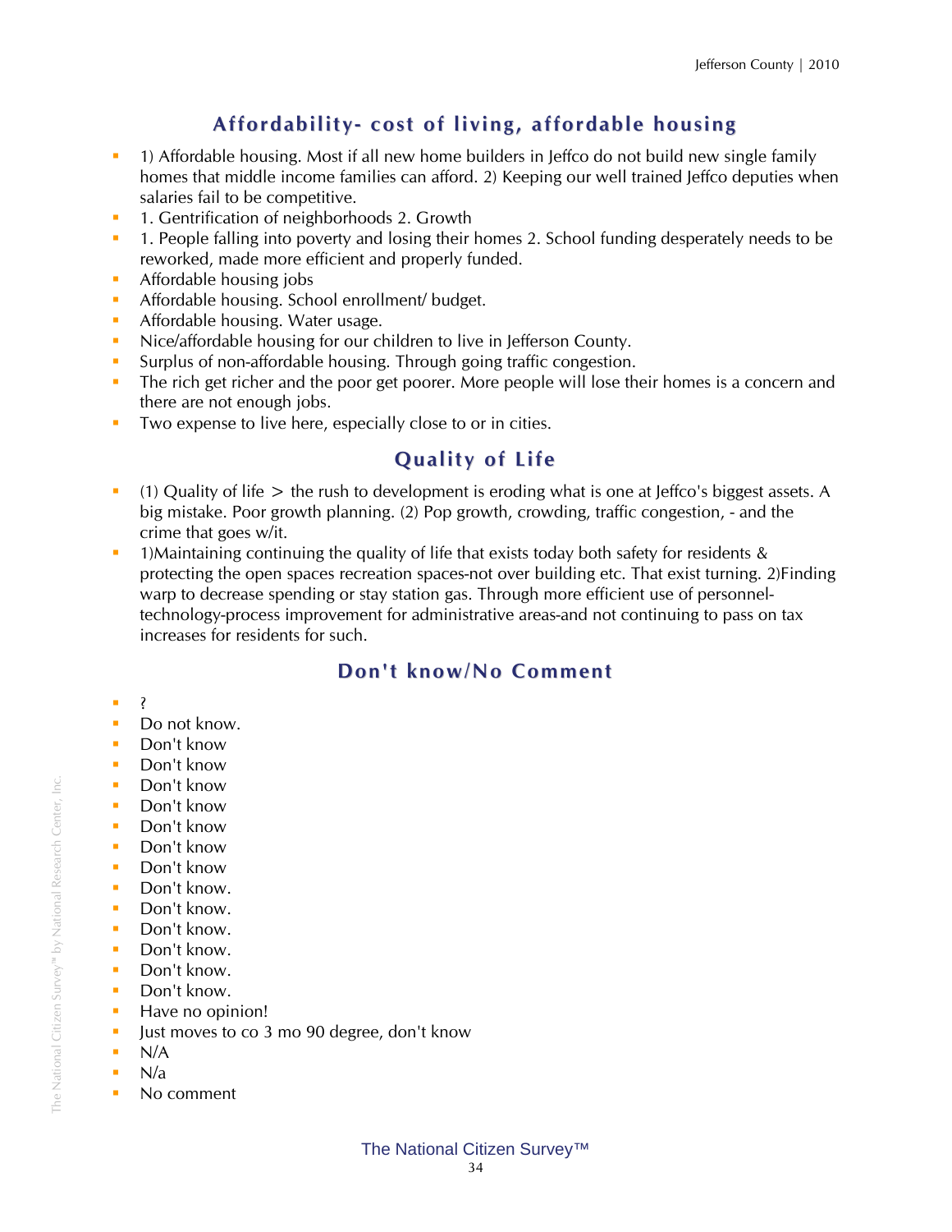## Affordability- cost of living, affordable housing

- 1) Affordable housing. Most if all new home builders in Jeffco do not build new single family homes that middle income families can afford. 2) Keeping our well trained Jeffco deputies when salaries fail to be competitive.
- 1. Gentrification of neighborhoods 2. Growth
- 1. People falling into poverty and losing their homes 2. School funding desperately needs to be reworked, made more efficient and properly funded.
- Affordable housing jobs
- Affordable housing. School enrollment/ budget.
- Affordable housing. Water usage.
- Nice/affordable housing for our children to live in Jefferson County.
- Surplus of non-affordable housing. Through going traffic congestion.
- The rich get richer and the poor get poorer. More people will lose their homes is a concern and there are not enough jobs.
- Two expense to live here, especially close to or in cities.

## Quality of Life

- (1) Quality of life > the rush to development is eroding what is one at Jeffco's biggest assets. A big mistake. Poor growth planning. (2) Pop growth, crowding, traffic congestion, - and the crime that goes w/it.
- 1)Maintaining continuing the quality of life that exists today both safety for residents & protecting the open spaces recreation spaces-not over building etc. That exist turning. 2)Finding warp to decrease spending or stay station gas. Through more efficient use of personnel-technology-process improvement for administrative areas-and not continuing to pass on tax increases for residents for such.

## Don't know/No Comment

- ?
- Do not know.
- Don't know
- Don't know
- Don't know
- Don't know
- Don't know
- Don't know
- Don't know
- Don't know.
- Don't know.
- Don't know.
- Don't know.
- Don't know.
- Don't know.
- Have no opinion!
- Just moves to co 3 mo 90 degree, don't know
- N/A
- N/a
- No comment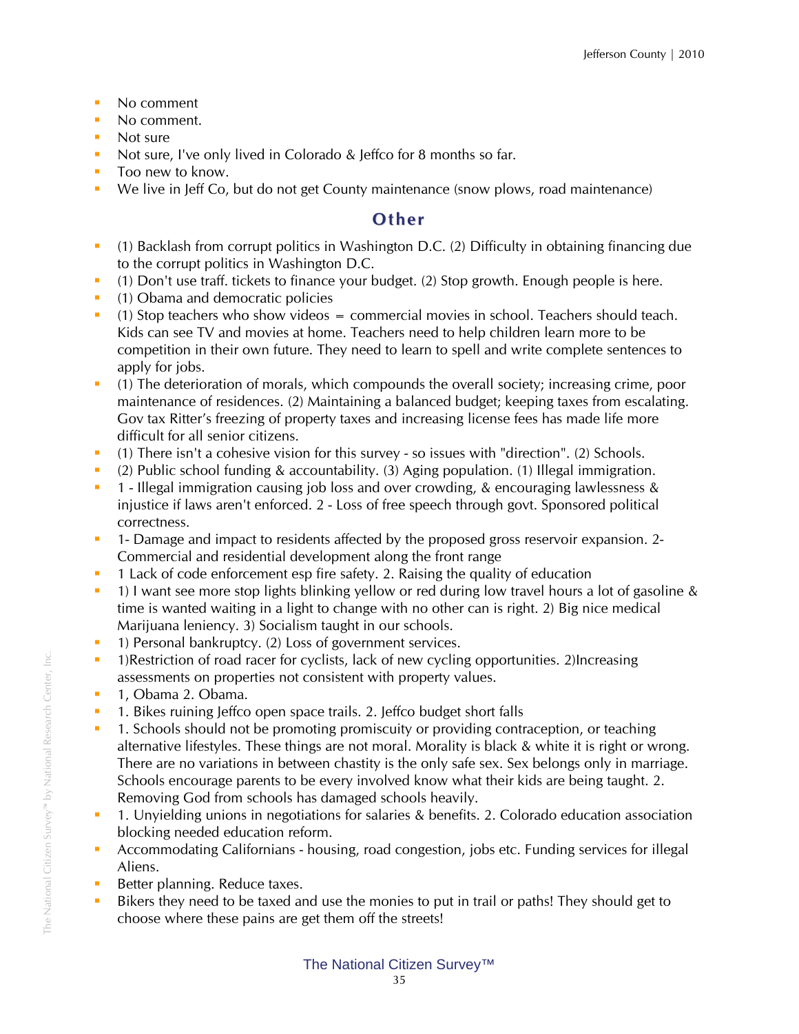- No comment
- No comment.
- Not sure
- Not sure, I've only lived in Colorado & Jeffco for 8 months so far.
- Too new to know.
- We live in Jeff Co, but do not get County maintenance (snow plows, road maintenance)

## Other

- (1) Backlash from corrupt politics in Washington D.C. (2) Difficulty in obtaining financing due to the corrupt politics in Washington D.C.
- (1) Don't use traff. tickets to finance your budget. (2) Stop growth. Enough people is here.
- (1) Obama and democratic policies
- (1) Stop teachers who show videos = commercial movies in school. Teachers should teach. Kids can see TV and movies at home. Teachers need to help children learn more to be competition in their own future. They need to learn to spell and write complete sentences to apply for jobs.
- (1) The deterioration of morals, which compounds the overall society; increasing crime, poor maintenance of residences. (2) Maintaining a balanced budget; keeping taxes from escalating. Gov tax Ritter's freezing of property taxes and increasing license fees has made life more difficult for all senior citizens.
- (1) There isn't a cohesive vision for this survey - so issues with "direction". (2) Schools.
- (2) Public school funding & accountability. (3) Aging population. (1) Illegal immigration.
- 1 - Illegal immigration causing job loss and over crowding, & encouraging lawlessness & injustice if laws aren't enforced. 2 - Loss of free speech through govt. Sponsored political correctness.
- 1- Damage and impact to residents affected by the proposed gross reservoir expansion. 2- Commercial and residential development along the front range
- 1 Lack of code enforcement esp fire safety. 2. Raising the quality of education
- 1) I want see more stop lights blinking yellow or red during low travel hours a lot of gasoline & time is wanted waiting in a light to change with no other can is right. 2) Big nice medical Marijuana leniency. 3) Socialism taught in our schools.
- 1) Personal bankruptcy. (2) Loss of government services.
- 1)Restriction of road racer for cyclists, lack of new cycling opportunities. 2)Increasing assessments on properties not consistent with property values.
- 1, Obama 2. Obama.
- 1. Bikes ruining Jeffco open space trails. 2. Jeffco budget short falls
- 1. Schools should not be promoting promiscuity or providing contraception, or teaching alternative lifestyles. These things are not moral. Morality is black & white it is right or wrong. There are no variations in between chastity is the only safe sex. Sex belongs only in marriage. Schools encourage parents to be every involved know what their kids are being taught. 2. Removing God from schools has damaged schools heavily.
- 1. Unyielding unions in negotiations for salaries & benefits. 2. Colorado education association blocking needed education reform.
- Accommodating Californians - housing, road congestion, jobs etc. Funding services for illegal Aliens.
- Better planning. Reduce taxes.
- Bikers they need to be taxed and use the monies to put in trail or paths! They should get to choose where these pains are get them off the streets!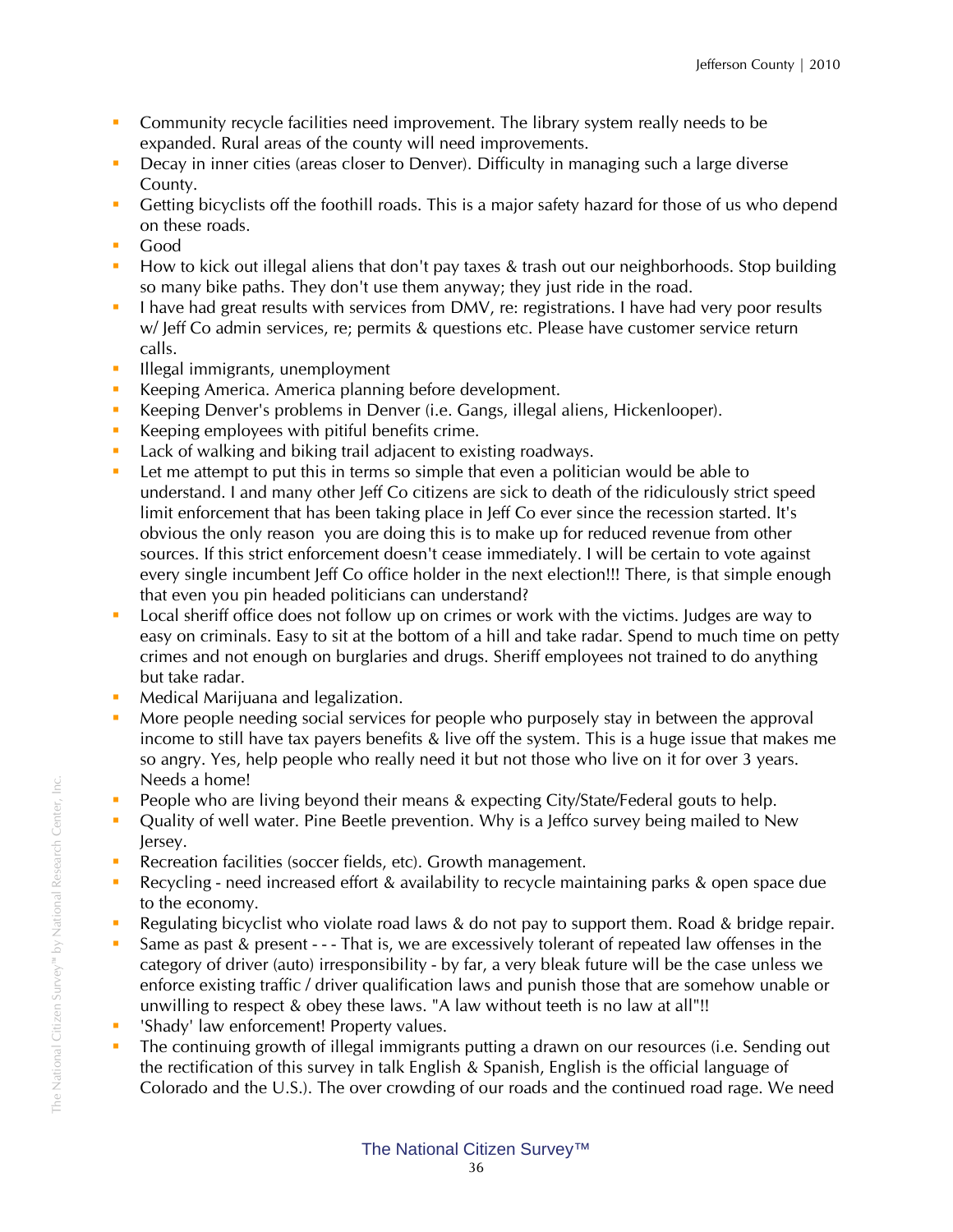- Community recycle facilities need improvement. The library system really needs to be expanded. Rural areas of the county will need improvements.
- Decay in inner cities (areas closer to Denver). Difficulty in managing such a large diverse County.
- Getting bicyclists off the foothill roads. This is a major safety hazard for those of us who depend on these roads.
- Good
- How to kick out illegal aliens that don't pay taxes & trash out our neighborhoods. Stop building so many bike paths. They don't use them anyway; they just ride in the road.
- I have had great results with services from DMV, re: registrations. I have had very poor results w/ Jeff Co admin services, re; permits & questions etc. Please have customer service return calls.
- Illegal immigrants, unemployment
- Keeping America. America planning before development.
- Keeping Denver's problems in Denver (i.e. Gangs, illegal aliens, Hickenlooper).
- Keeping employees with pitiful benefits crime.
- Lack of walking and biking trail adjacent to existing roadways.
- Let me attempt to put this in terms so simple that even a politician would be able to understand. I and many other Jeff Co citizens are sick to death of the ridiculously strict speed limit enforcement that has been taking place in Jeff Co ever since the recession started. It's obvious the only reason you are doing this is to make up for reduced revenue from other sources. If this strict enforcement doesn't cease immediately. I will be certain to vote against every single incumbent Jeff Co office holder in the next election!!! There, is that simple enough that even you pin headed politicians can understand?
- Local sheriff office does not follow up on crimes or work with the victims. Judges are way to easy on criminals. Easy to sit at the bottom of a hill and take radar. Spend to much time on petty crimes and not enough on burglaries and drugs. Sheriff employees not trained to do anything but take radar.
- Medical Marijuana and legalization.
- More people needing social services for people who purposely stay in between the approval income to still have tax payers benefits & live off the system. This is a huge issue that makes me so angry. Yes, help people who really need it but not those who live on it for over 3 years. Needs a home!
- People who are living beyond their means & expecting City/State/Federal gouts to help.
- Quality of well water. Pine Beetle prevention. Why is a Jeffco survey being mailed to New Jersey.
- Recreation facilities (soccer fields, etc). Growth management.
- Recycling - need increased effort & availability to recycle maintaining parks & open space due to the economy.
- Regulating bicyclist who violate road laws & do not pay to support them. Road & bridge repair.
- Same as past & present - - - That is, we are excessively tolerant of repeated law offenses in the category of driver (auto) irresponsibility - by far, a very bleak future will be the case unless we enforce existing traffic / driver qualification laws and punish those that are somehow unable or unwilling to respect & obey these laws. "A law without teeth is no law at all"!!
- 'Shady' law enforcement! Property values.
- The continuing growth of illegal immigrants putting a drawn on our resources (i.e. Sending out the rectification of this survey in talk English & Spanish, English is the official language of Colorado and the U.S.). The over crowding of our roads and the continued road rage. We need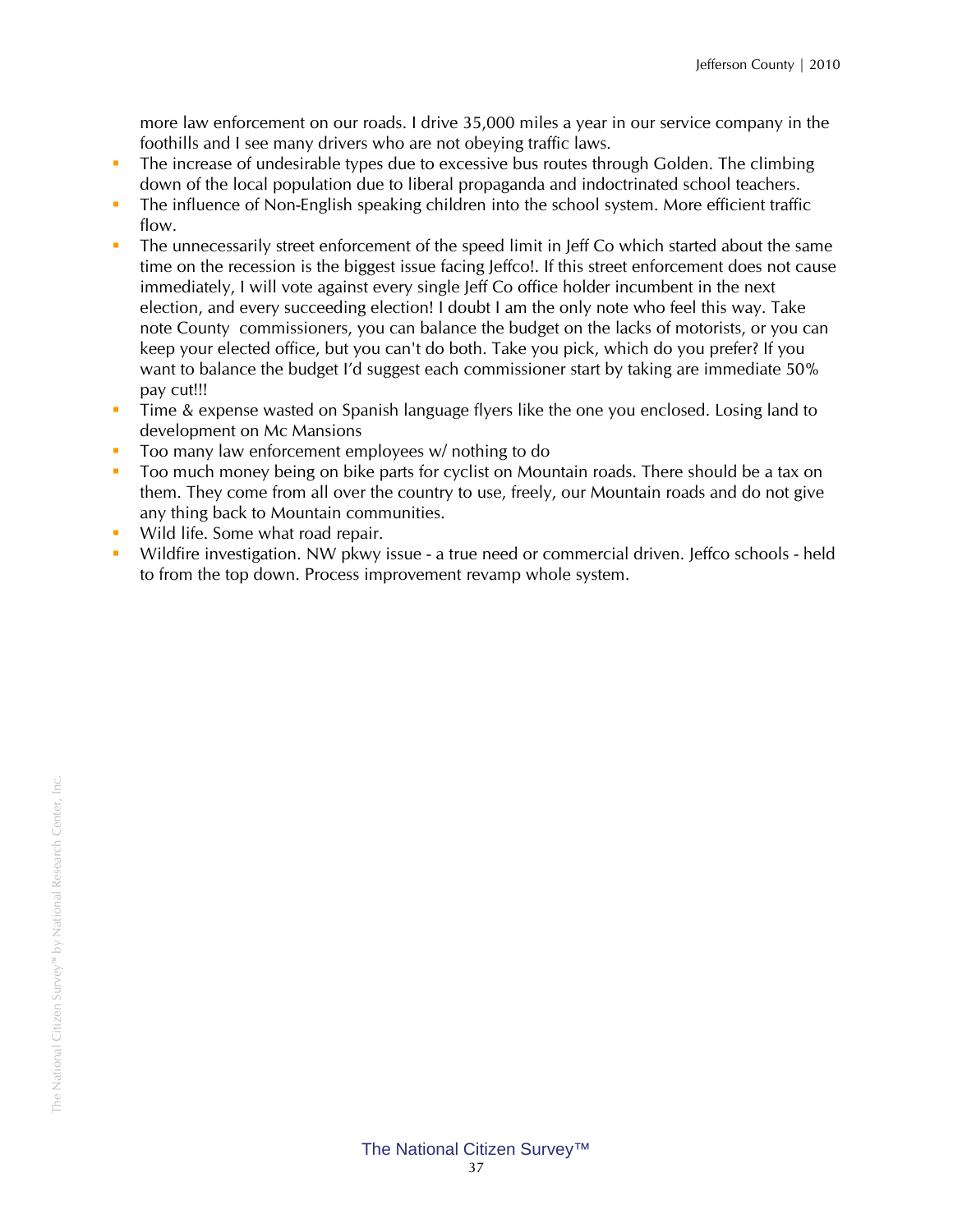more law enforcement on our roads. I drive 35,000 miles a year in our service company in the foothills and I see many drivers who are not obeying traffic laws.

- The increase of undesirable types due to excessive bus routes through Golden. The climbing down of the local population due to liberal propaganda and indoctrinated school teachers.
- The influence of Non-English speaking children into the school system. More efficient traffic flow.
- The unnecessarily street enforcement of the speed limit in Jeff Co which started about the same time on the recession is the biggest issue facing Jeffco!. If this street enforcement does not cause immediately, I will vote against every single Jeff Co office holder incumbent in the next election, and every succeeding election! I doubt I am the only note who feel this way. Take note County commissioners, you can balance the budget on the lacks of motorists, or you can keep your elected office, but you can't do both. Take you pick, which do you prefer? If you want to balance the budget I'd suggest each commissioner start by taking are immediate 50% pay cut!!!
- Time & expense wasted on Spanish language flyers like the one you enclosed. Losing land to development on Mc Mansions
- Too many law enforcement employees w/ nothing to do
- Too much money being on bike parts for cyclist on Mountain roads. There should be a tax on them. They come from all over the country to use, freely, our Mountain roads and do not give any thing back to Mountain communities.
- Wild life. Some what road repair.
- Wildfire investigation. NW pkwy issue - a true need or commercial driven. Jeffco schools - held to from the top down. Process improvement revamp whole system.